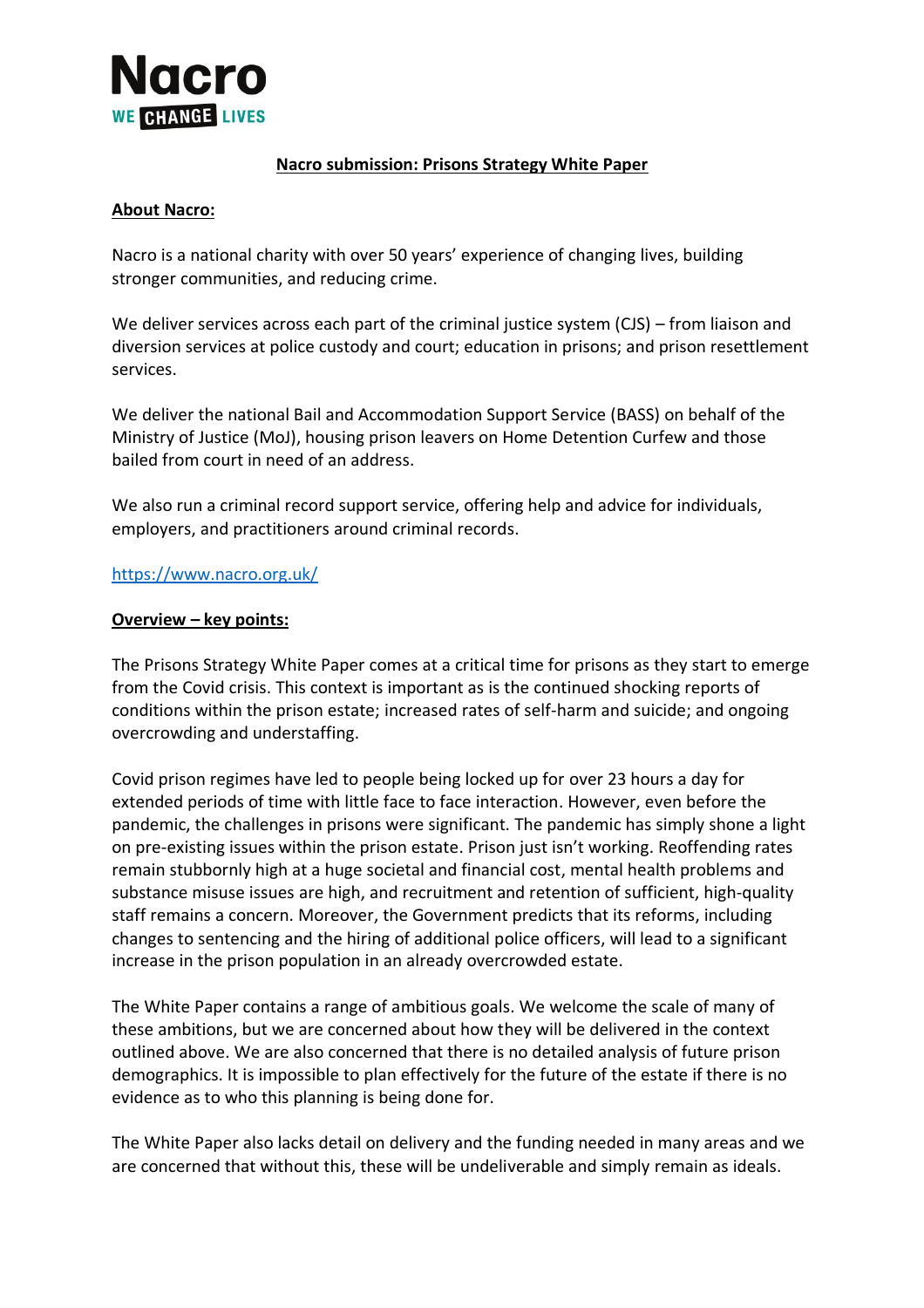**Nacro**
**WE CHANGE LIVES**

## Nacro submission: Prisons Strategy White Paper

### About Nacro:

Nacro is a national charity with over 50 years' experience of changing lives, building stronger communities, and reducing crime.

We deliver services across each part of the criminal justice system (CJS) – from liaison and diversion services at police custody and court; education in prisons; and prison resettlement services.

We deliver the national Bail and Accommodation Support Service (BASS) on behalf of the Ministry of Justice (MoJ), housing prison leavers on Home Detention Curfew and those bailed from court in need of an address.

We also run a criminal record support service, offering help and advice for individuals, employers, and practitioners around criminal records.

https://www.nacro.org.uk/

### Overview – key points:

The Prisons Strategy White Paper comes at a critical time for prisons as they start to emerge from the Covid crisis. This context is important as is the continued shocking reports of conditions within the prison estate; increased rates of self-harm and suicide; and ongoing overcrowding and understaffing.

Covid prison regimes have led to people being locked up for over 23 hours a day for extended periods of time with little face to face interaction. However, even before the pandemic, the challenges in prisons were significant. The pandemic has simply shone a light on pre-existing issues within the prison estate. Prison just isn't working. Reoffending rates remain stubbornly high at a huge societal and financial cost, mental health problems and substance misuse issues are high, and recruitment and retention of sufficient, high-quality staff remains a concern. Moreover, the Government predicts that its reforms, including changes to sentencing and the hiring of additional police officers, will lead to a significant increase in the prison population in an already overcrowded estate.

The White Paper contains a range of ambitious goals. We welcome the scale of many of these ambitions, but we are concerned about how they will be delivered in the context outlined above. We are also concerned that there is no detailed analysis of future prison demographics. It is impossible to plan effectively for the future of the estate if there is no evidence as to who this planning is being done for.

The White Paper also lacks detail on delivery and the funding needed in many areas and we are concerned that without this, these will be undeliverable and simply remain as ideals.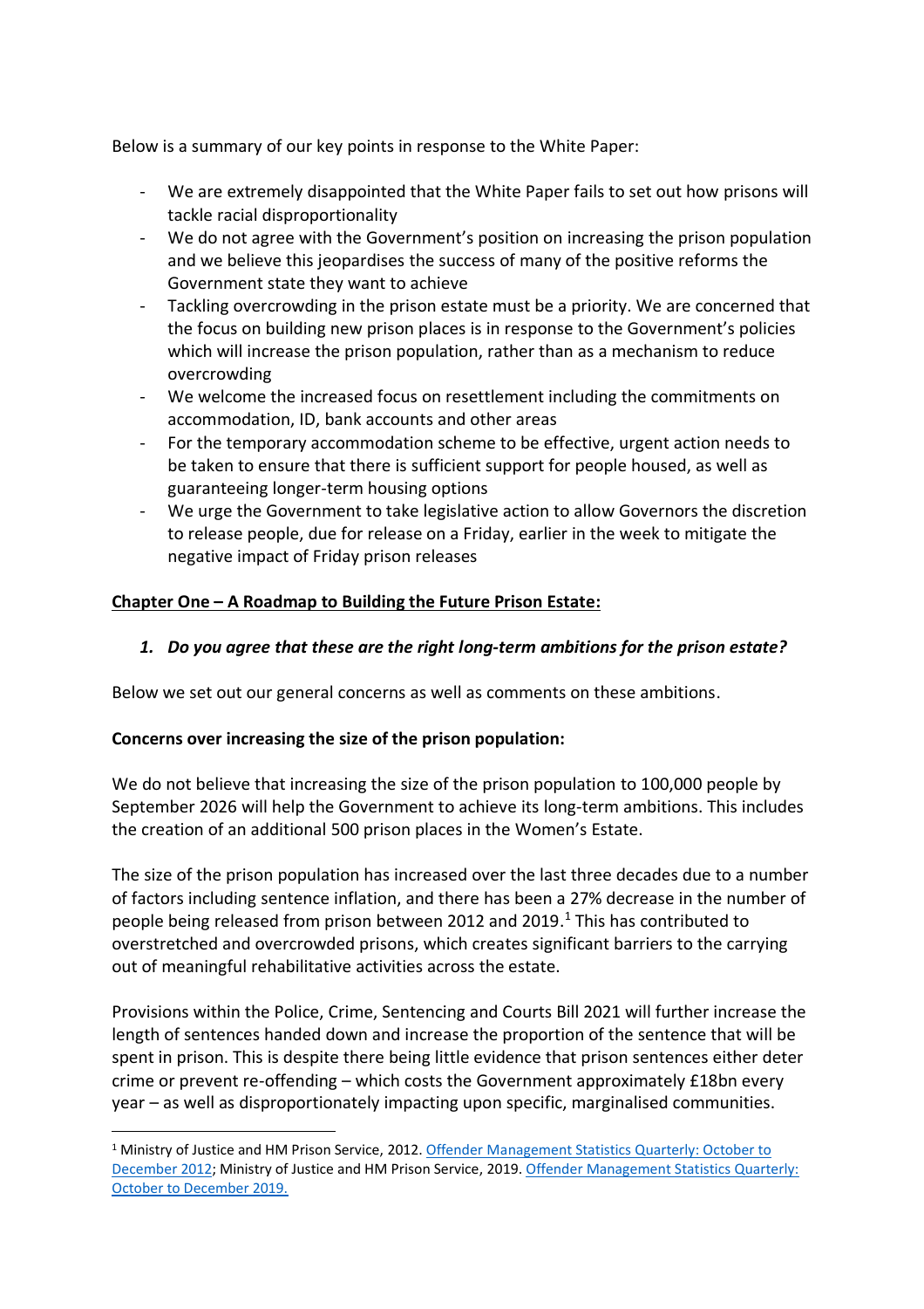Below is a summary of our key points in response to the White Paper:

- We are extremely disappointed that the White Paper fails to set out how prisons will tackle racial disproportionality
- We do not agree with the Government's position on increasing the prison population and we believe this jeopardises the success of many of the positive reforms the Government state they want to achieve
- Tackling overcrowding in the prison estate must be a priority. We are concerned that the focus on building new prison places is in response to the Government's policies which will increase the prison population, rather than as a mechanism to reduce overcrowding
- We welcome the increased focus on resettlement including the commitments on accommodation, ID, bank accounts and other areas
- For the temporary accommodation scheme to be effective, urgent action needs to be taken to ensure that there is sufficient support for people housed, as well as guaranteeing longer-term housing options
- We urge the Government to take legislative action to allow Governors the discretion to release people, due for release on a Friday, earlier in the week to mitigate the negative impact of Friday prison releases

**Chapter One – A Roadmap to Building the Future Prison Estate:**

1. ***Do you agree that these are the right long-term ambitions for the prison estate?***

Below we set out our general concerns as well as comments on these ambitions.

**Concerns over increasing the size of the prison population:**

We do not believe that increasing the size of the prison population to 100,000 people by September 2026 will help the Government to achieve its long-term ambitions. This includes the creation of an additional 500 prison places in the Women's Estate.

The size of the prison population has increased over the last three decades due to a number of factors including sentence inflation, and there has been a 27% decrease in the number of people being released from prison between 2012 and 2019.[1] This has contributed to overstretched and overcrowded prisons, which creates significant barriers to the carrying out of meaningful rehabilitative activities across the estate.

Provisions within the Police, Crime, Sentencing and Courts Bill 2021 will further increase the length of sentences handed down and increase the proportion of the sentence that will be spent in prison. This is despite there being little evidence that prison sentences either deter crime or prevent re-offending – which costs the Government approximately £18bn every year – as well as disproportionately impacting upon specific, marginalised communities.

[1] Ministry of Justice and HM Prison Service, 2012. Offender Management Statistics Quarterly: October to December 2012; Ministry of Justice and HM Prison Service, 2019. Offender Management Statistics Quarterly: October to December 2019.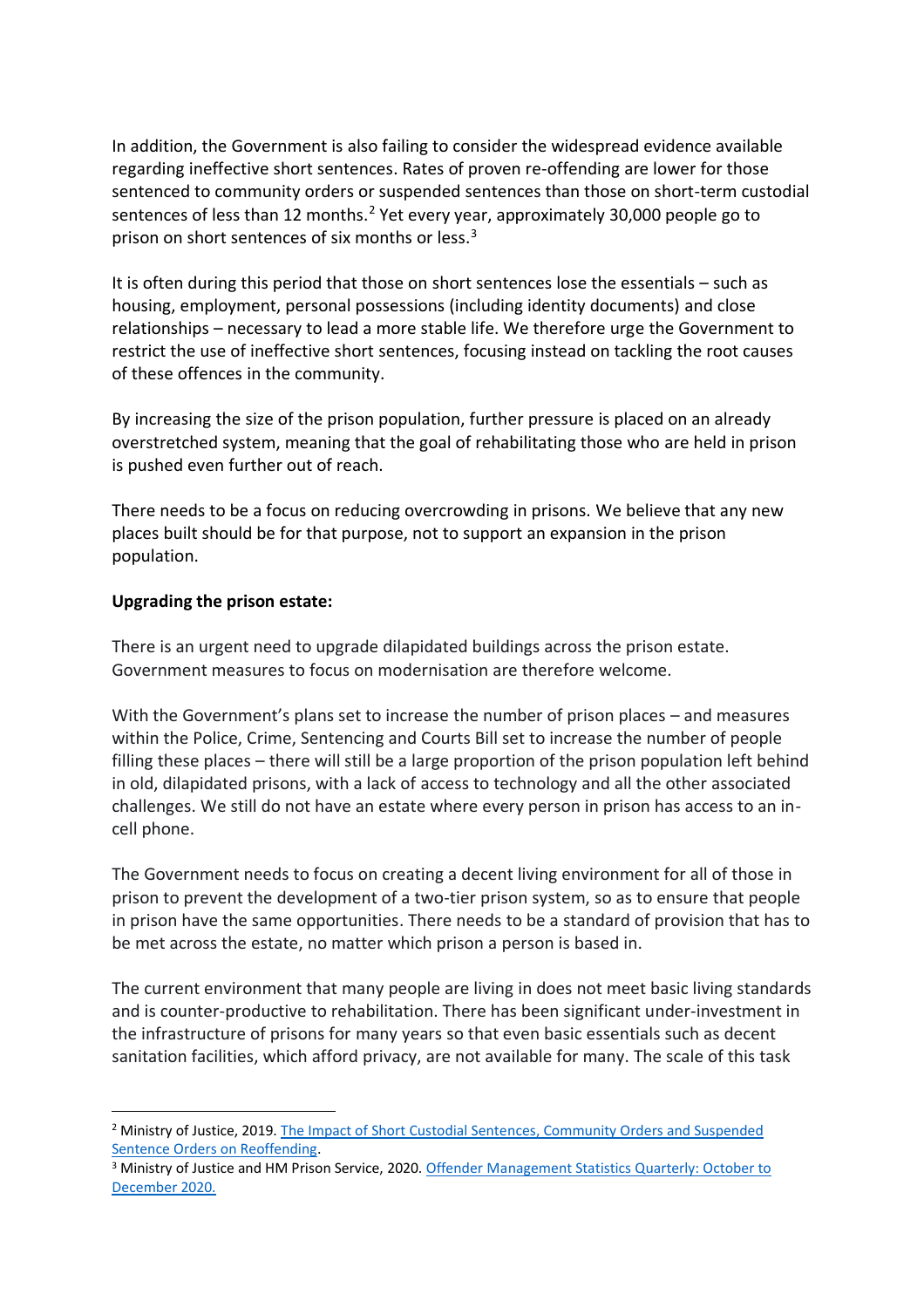In addition, the Government is also failing to consider the widespread evidence available regarding ineffective short sentences. Rates of proven re-offending are lower for those sentenced to community orders or suspended sentences than those on short-term custodial sentences of less than 12 months.[2] Yet every year, approximately 30,000 people go to prison on short sentences of six months or less.[3]

It is often during this period that those on short sentences lose the essentials – such as housing, employment, personal possessions (including identity documents) and close relationships – necessary to lead a more stable life. We therefore urge the Government to restrict the use of ineffective short sentences, focusing instead on tackling the root causes of these offences in the community.

By increasing the size of the prison population, further pressure is placed on an already overstretched system, meaning that the goal of rehabilitating those who are held in prison is pushed even further out of reach.

There needs to be a focus on reducing overcrowding in prisons. We believe that any new places built should be for that purpose, not to support an expansion in the prison population.

**Upgrading the prison estate:**

There is an urgent need to upgrade dilapidated buildings across the prison estate. Government measures to focus on modernisation are therefore welcome.

With the Government's plans set to increase the number of prison places – and measures within the Police, Crime, Sentencing and Courts Bill set to increase the number of people filling these places – there will still be a large proportion of the prison population left behind in old, dilapidated prisons, with a lack of access to technology and all the other associated challenges. We still do not have an estate where every person in prison has access to an in-cell phone.

The Government needs to focus on creating a decent living environment for all of those in prison to prevent the development of a two-tier prison system, so as to ensure that people in prison have the same opportunities. There needs to be a standard of provision that has to be met across the estate, no matter which prison a person is based in.

The current environment that many people are living in does not meet basic living standards and is counter-productive to rehabilitation. There has been significant under-investment in the infrastructure of prisons for many years so that even basic essentials such as decent sanitation facilities, which afford privacy, are not available for many. The scale of this task

---

[2] Ministry of Justice, 2019. [The Impact of Short Custodial Sentences, Community Orders and Suspended Sentence Orders on Reoffending](#).

[3] Ministry of Justice and HM Prison Service, 2020. [Offender Management Statistics Quarterly: October to December 2020.](#)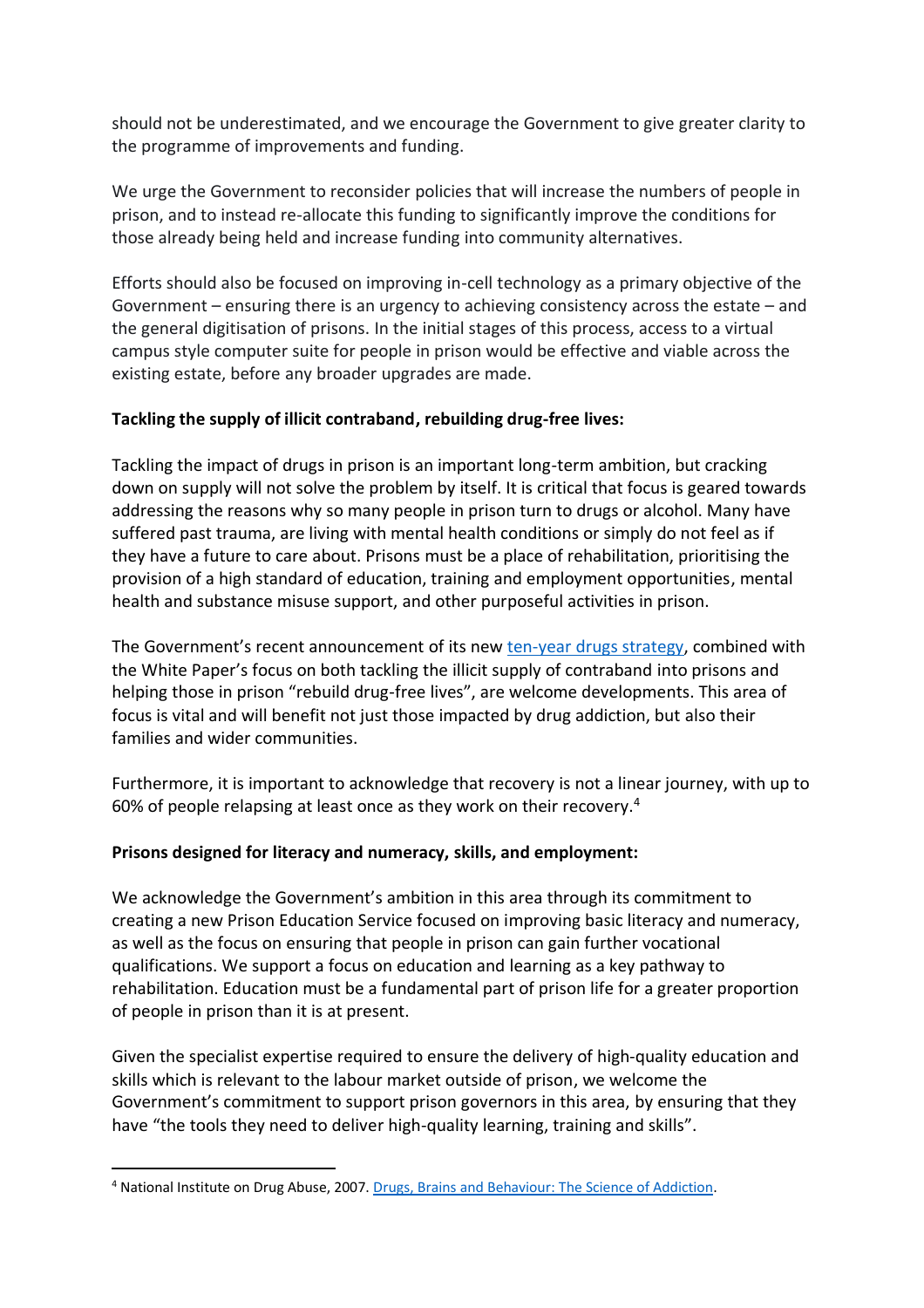should not be underestimated, and we encourage the Government to give greater clarity to the programme of improvements and funding.

We urge the Government to reconsider policies that will increase the numbers of people in prison, and to instead re-allocate this funding to significantly improve the conditions for those already being held and increase funding into community alternatives.

Efforts should also be focused on improving in-cell technology as a primary objective of the Government – ensuring there is an urgency to achieving consistency across the estate – and the general digitisation of prisons. In the initial stages of this process, access to a virtual campus style computer suite for people in prison would be effective and viable across the existing estate, before any broader upgrades are made.

**Tackling the supply of illicit contraband, rebuilding drug-free lives:**

Tackling the impact of drugs in prison is an important long-term ambition, but cracking down on supply will not solve the problem by itself. It is critical that focus is geared towards addressing the reasons why so many people in prison turn to drugs or alcohol. Many have suffered past trauma, are living with mental health conditions or simply do not feel as if they have a future to care about. Prisons must be a place of rehabilitation, prioritising the provision of a high standard of education, training and employment opportunities, mental health and substance misuse support, and other purposeful activities in prison.

The Government's recent announcement of its new [ten-year drugs strategy](), combined with the White Paper's focus on both tackling the illicit supply of contraband into prisons and helping those in prison "rebuild drug-free lives", are welcome developments. This area of focus is vital and will benefit not just those impacted by drug addiction, but also their families and wider communities.

Furthermore, it is important to acknowledge that recovery is not a linear journey, with up to 60% of people relapsing at least once as they work on their recovery.[4]

**Prisons designed for literacy and numeracy, skills, and employment:**

We acknowledge the Government's ambition in this area through its commitment to creating a new Prison Education Service focused on improving basic literacy and numeracy, as well as the focus on ensuring that people in prison can gain further vocational qualifications. We support a focus on education and learning as a key pathway to rehabilitation. Education must be a fundamental part of prison life for a greater proportion of people in prison than it is at present.

Given the specialist expertise required to ensure the delivery of high-quality education and skills which is relevant to the labour market outside of prison, we welcome the Government's commitment to support prison governors in this area, by ensuring that they have "the tools they need to deliver high-quality learning, training and skills".

---

[4] National Institute on Drug Abuse, 2007. [Drugs, Brains and Behaviour: The Science of Addiction]().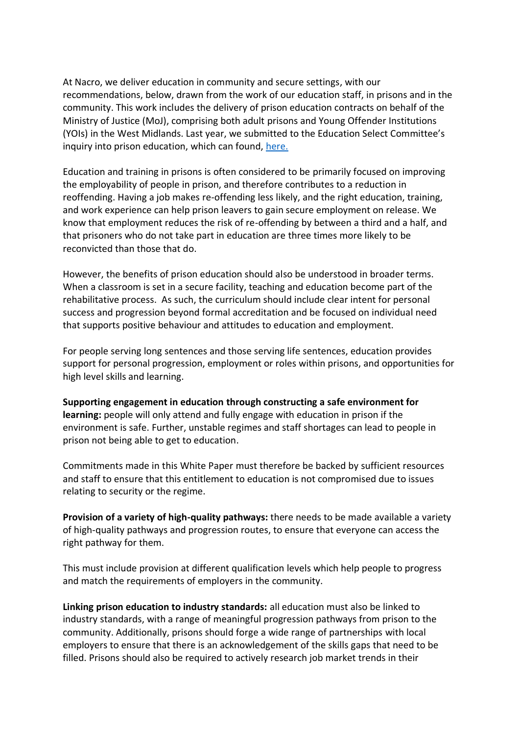At Nacro, we deliver education in community and secure settings, with our recommendations, below, drawn from the work of our education staff, in prisons and in the community. This work includes the delivery of prison education contracts on behalf of the Ministry of Justice (MoJ), comprising both adult prisons and Young Offender Institutions (YOIs) in the West Midlands. Last year, we submitted to the Education Select Committee's inquiry into prison education, which can found, [here.](#)

Education and training in prisons is often considered to be primarily focused on improving the employability of people in prison, and therefore contributes to a reduction in reoffending. Having a job makes re-offending less likely, and the right education, training, and work experience can help prison leavers to gain secure employment on release. We know that employment reduces the risk of re-offending by between a third and a half, and that prisoners who do not take part in education are three times more likely to be reconvicted than those that do.

However, the benefits of prison education should also be understood in broader terms. When a classroom is set in a secure facility, teaching and education become part of the rehabilitative process. As such, the curriculum should include clear intent for personal success and progression beyond formal accreditation and be focused on individual need that supports positive behaviour and attitudes to education and employment.

For people serving long sentences and those serving life sentences, education provides support for personal progression, employment or roles within prisons, and opportunities for high level skills and learning.

**Supporting engagement in education through constructing a safe environment for learning:** people will only attend and fully engage with education in prison if the environment is safe. Further, unstable regimes and staff shortages can lead to people in prison not being able to get to education.

Commitments made in this White Paper must therefore be backed by sufficient resources and staff to ensure that this entitlement to education is not compromised due to issues relating to security or the regime.

**Provision of a variety of high-quality pathways:** there needs to be made available a variety of high-quality pathways and progression routes, to ensure that everyone can access the right pathway for them.

This must include provision at different qualification levels which help people to progress and match the requirements of employers in the community.

**Linking prison education to industry standards:** all education must also be linked to industry standards, with a range of meaningful progression pathways from prison to the community. Additionally, prisons should forge a wide range of partnerships with local employers to ensure that there is an acknowledgement of the skills gaps that need to be filled. Prisons should also be required to actively research job market trends in their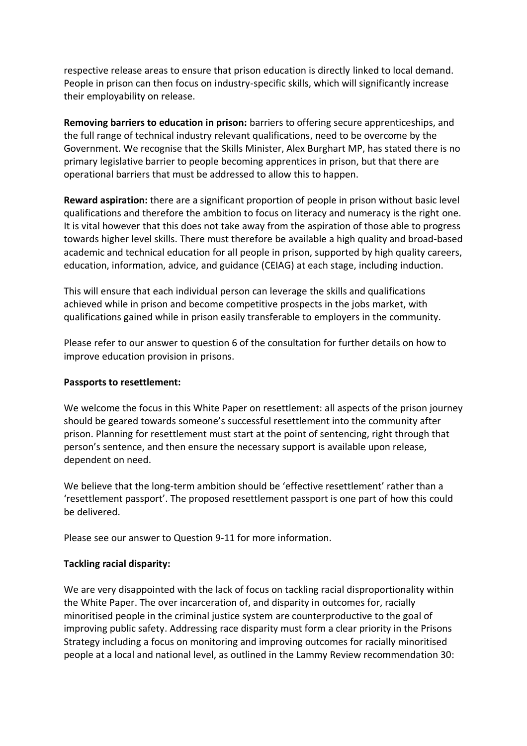respective release areas to ensure that prison education is directly linked to local demand. People in prison can then focus on industry-specific skills, which will significantly increase their employability on release.

**Removing barriers to education in prison:** barriers to offering secure apprenticeships, and the full range of technical industry relevant qualifications, need to be overcome by the Government. We recognise that the Skills Minister, Alex Burghart MP, has stated there is no primary legislative barrier to people becoming apprentices in prison, but that there are operational barriers that must be addressed to allow this to happen.

**Reward aspiration:** there are a significant proportion of people in prison without basic level qualifications and therefore the ambition to focus on literacy and numeracy is the right one. It is vital however that this does not take away from the aspiration of those able to progress towards higher level skills. There must therefore be available a high quality and broad-based academic and technical education for all people in prison, supported by high quality careers, education, information, advice, and guidance (CEIAG) at each stage, including induction.

This will ensure that each individual person can leverage the skills and qualifications achieved while in prison and become competitive prospects in the jobs market, with qualifications gained while in prison easily transferable to employers in the community.

Please refer to our answer to question 6 of the consultation for further details on how to improve education provision in prisons.

**Passports to resettlement:**

We welcome the focus in this White Paper on resettlement: all aspects of the prison journey should be geared towards someone's successful resettlement into the community after prison. Planning for resettlement must start at the point of sentencing, right through that person's sentence, and then ensure the necessary support is available upon release, dependent on need.

We believe that the long-term ambition should be 'effective resettlement' rather than a 'resettlement passport'. The proposed resettlement passport is one part of how this could be delivered.

Please see our answer to Question 9-11 for more information.

**Tackling racial disparity:**

We are very disappointed with the lack of focus on tackling racial disproportionality within the White Paper. The over incarceration of, and disparity in outcomes for, racially minoritised people in the criminal justice system are counterproductive to the goal of improving public safety. Addressing race disparity must form a clear priority in the Prisons Strategy including a focus on monitoring and improving outcomes for racially minoritised people at a local and national level, as outlined in the Lammy Review recommendation 30: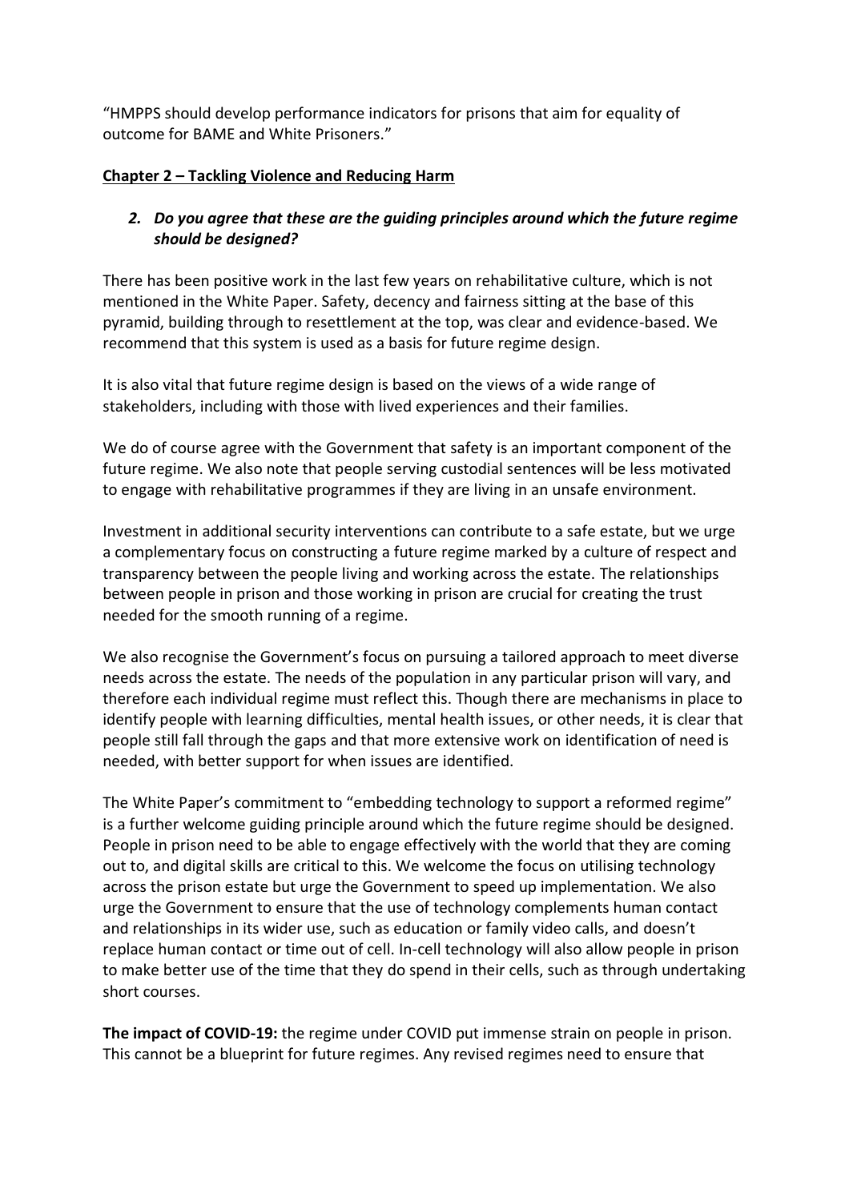"HMPPS should develop performance indicators for prisons that aim for equality of outcome for BAME and White Prisoners."

## Chapter 2 – Tackling Violence and Reducing Harm

***2. Do you agree that these are the guiding principles around which the future regime should be designed?***

There has been positive work in the last few years on rehabilitative culture, which is not mentioned in the White Paper. Safety, decency and fairness sitting at the base of this pyramid, building through to resettlement at the top, was clear and evidence-based. We recommend that this system is used as a basis for future regime design.

It is also vital that future regime design is based on the views of a wide range of stakeholders, including with those with lived experiences and their families.

We do of course agree with the Government that safety is an important component of the future regime. We also note that people serving custodial sentences will be less motivated to engage with rehabilitative programmes if they are living in an unsafe environment.

Investment in additional security interventions can contribute to a safe estate, but we urge a complementary focus on constructing a future regime marked by a culture of respect and transparency between the people living and working across the estate. The relationships between people in prison and those working in prison are crucial for creating the trust needed for the smooth running of a regime.

We also recognise the Government's focus on pursuing a tailored approach to meet diverse needs across the estate. The needs of the population in any particular prison will vary, and therefore each individual regime must reflect this. Though there are mechanisms in place to identify people with learning difficulties, mental health issues, or other needs, it is clear that people still fall through the gaps and that more extensive work on identification of need is needed, with better support for when issues are identified.

The White Paper's commitment to "embedding technology to support a reformed regime" is a further welcome guiding principle around which the future regime should be designed. People in prison need to be able to engage effectively with the world that they are coming out to, and digital skills are critical to this. We welcome the focus on utilising technology across the prison estate but urge the Government to speed up implementation. We also urge the Government to ensure that the use of technology complements human contact and relationships in its wider use, such as education or family video calls, and doesn't replace human contact or time out of cell. In-cell technology will also allow people in prison to make better use of the time that they do spend in their cells, such as through undertaking short courses.

**The impact of COVID-19:** the regime under COVID put immense strain on people in prison. This cannot be a blueprint for future regimes. Any revised regimes need to ensure that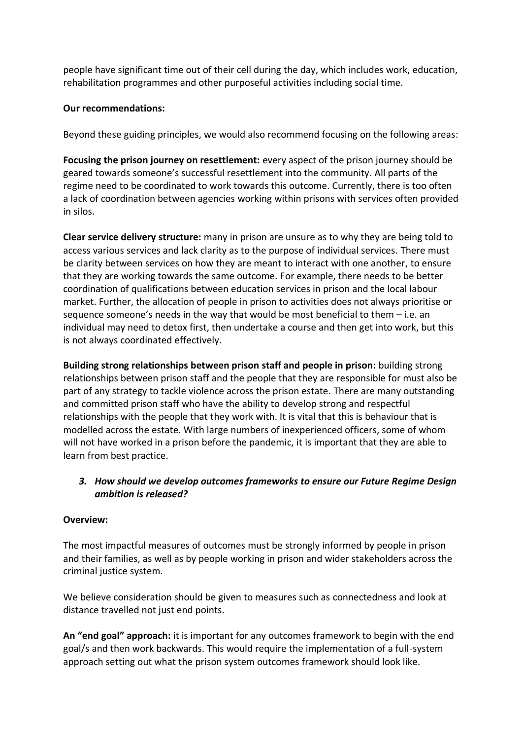people have significant time out of their cell during the day, which includes work, education, rehabilitation programmes and other purposeful activities including social time.

**Our recommendations:**

Beyond these guiding principles, we would also recommend focusing on the following areas:

**Focusing the prison journey on resettlement:** every aspect of the prison journey should be geared towards someone's successful resettlement into the community. All parts of the regime need to be coordinated to work towards this outcome. Currently, there is too often a lack of coordination between agencies working within prisons with services often provided in silos.

**Clear service delivery structure:** many in prison are unsure as to why they are being told to access various services and lack clarity as to the purpose of individual services. There must be clarity between services on how they are meant to interact with one another, to ensure that they are working towards the same outcome. For example, there needs to be better coordination of qualifications between education services in prison and the local labour market. Further, the allocation of people in prison to activities does not always prioritise or sequence someone's needs in the way that would be most beneficial to them – i.e. an individual may need to detox first, then undertake a course and then get into work, but this is not always coordinated effectively.

**Building strong relationships between prison staff and people in prison:** building strong relationships between prison staff and the people that they are responsible for must also be part of any strategy to tackle violence across the prison estate. There are many outstanding and committed prison staff who have the ability to develop strong and respectful relationships with the people that they work with. It is vital that this is behaviour that is modelled across the estate. With large numbers of inexperienced officers, some of whom will not have worked in a prison before the pandemic, it is important that they are able to learn from best practice.

### *3. How should we develop outcomes frameworks to ensure our Future Regime Design ambition is released?*

**Overview:**

The most impactful measures of outcomes must be strongly informed by people in prison and their families, as well as by people working in prison and wider stakeholders across the criminal justice system.

We believe consideration should be given to measures such as connectedness and look at distance travelled not just end points.

**An "end goal" approach:** it is important for any outcomes framework to begin with the end goal/s and then work backwards. This would require the implementation of a full-system approach setting out what the prison system outcomes framework should look like.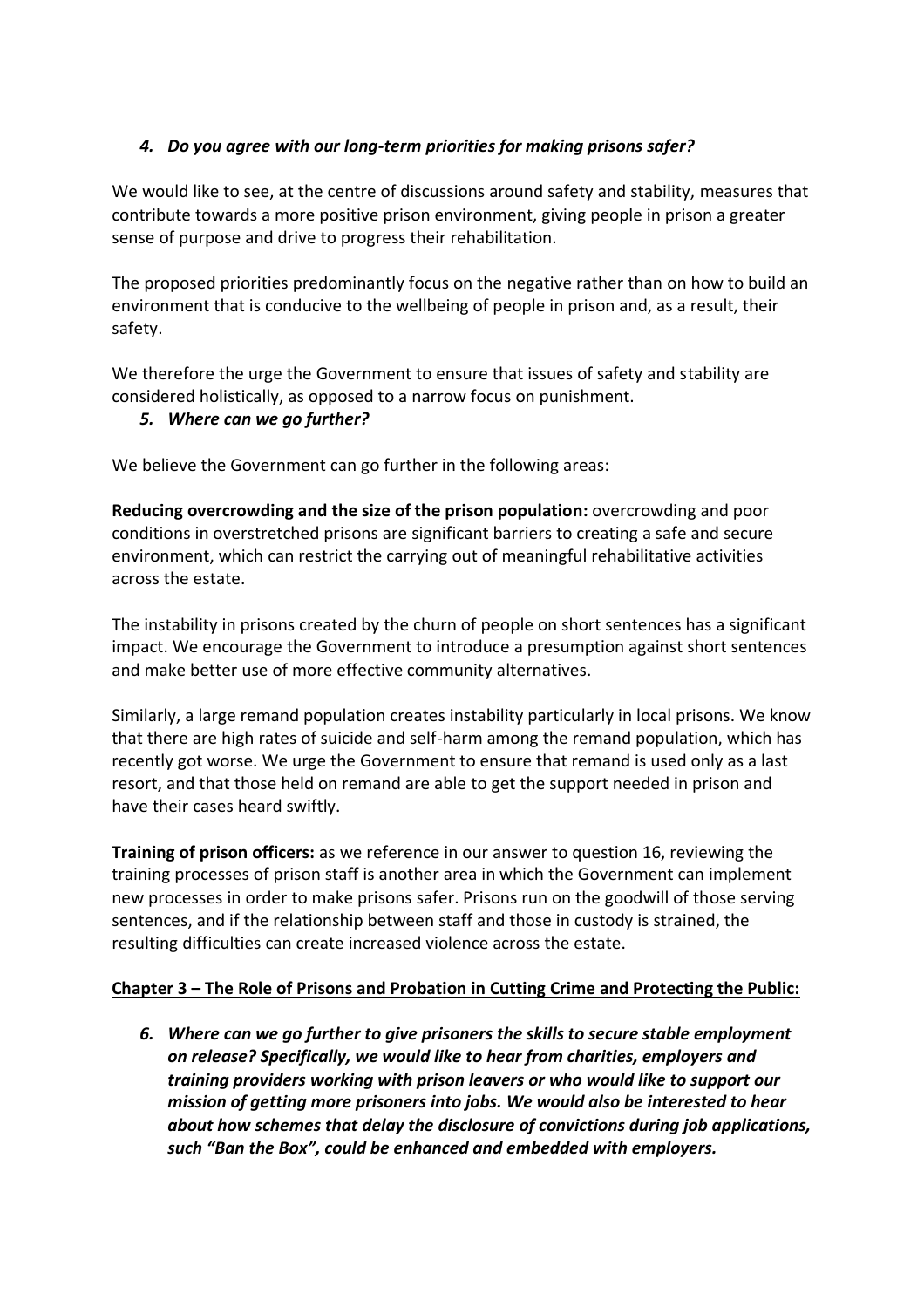***4. Do you agree with our long-term priorities for making prisons safer?***

We would like to see, at the centre of discussions around safety and stability, measures that contribute towards a more positive prison environment, giving people in prison a greater sense of purpose and drive to progress their rehabilitation.

The proposed priorities predominantly focus on the negative rather than on how to build an environment that is conducive to the wellbeing of people in prison and, as a result, their safety.

We therefore the urge the Government to ensure that issues of safety and stability are considered holistically, as opposed to a narrow focus on punishment.

***5. Where can we go further?***

We believe the Government can go further in the following areas:

**Reducing overcrowding and the size of the prison population:** overcrowding and poor conditions in overstretched prisons are significant barriers to creating a safe and secure environment, which can restrict the carrying out of meaningful rehabilitative activities across the estate.

The instability in prisons created by the churn of people on short sentences has a significant impact. We encourage the Government to introduce a presumption against short sentences and make better use of more effective community alternatives.

Similarly, a large remand population creates instability particularly in local prisons. We know that there are high rates of suicide and self-harm among the remand population, which has recently got worse. We urge the Government to ensure that remand is used only as a last resort, and that those held on remand are able to get the support needed in prison and have their cases heard swiftly.

**Training of prison officers:** as we reference in our answer to question 16, reviewing the training processes of prison staff is another area in which the Government can implement new processes in order to make prisons safer. Prisons run on the goodwill of those serving sentences, and if the relationship between staff and those in custody is strained, the resulting difficulties can create increased violence across the estate.

**Chapter 3 – The Role of Prisons and Probation in Cutting Crime and Protecting the Public:**

***6. Where can we go further to give prisoners the skills to secure stable employment on release? Specifically, we would like to hear from charities, employers and training providers working with prison leavers or who would like to support our mission of getting more prisoners into jobs. We would also be interested to hear about how schemes that delay the disclosure of convictions during job applications, such "Ban the Box", could be enhanced and embedded with employers.***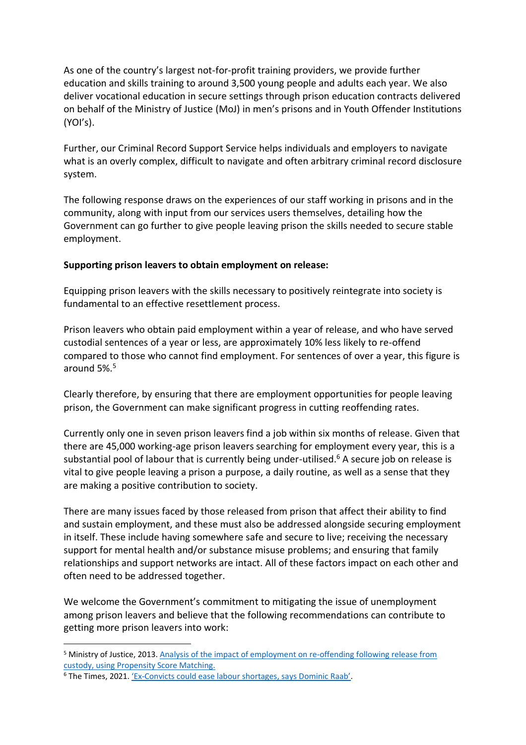As one of the country's largest not-for-profit training providers, we provide further education and skills training to around 3,500 young people and adults each year. We also deliver vocational education in secure settings through prison education contracts delivered on behalf of the Ministry of Justice (MoJ) in men's prisons and in Youth Offender Institutions (YOI's).

Further, our Criminal Record Support Service helps individuals and employers to navigate what is an overly complex, difficult to navigate and often arbitrary criminal record disclosure system.

The following response draws on the experiences of our staff working in prisons and in the community, along with input from our services users themselves, detailing how the Government can go further to give people leaving prison the skills needed to secure stable employment.

**Supporting prison leavers to obtain employment on release:**

Equipping prison leavers with the skills necessary to positively reintegrate into society is fundamental to an effective resettlement process.

Prison leavers who obtain paid employment within a year of release, and who have served custodial sentences of a year or less, are approximately 10% less likely to re-offend compared to those who cannot find employment. For sentences of over a year, this figure is around 5%.[5]

Clearly therefore, by ensuring that there are employment opportunities for people leaving prison, the Government can make significant progress in cutting reoffending rates.

Currently only one in seven prison leavers find a job within six months of release. Given that there are 45,000 working-age prison leavers searching for employment every year, this is a substantial pool of labour that is currently being under-utilised.[6] A secure job on release is vital to give people leaving a prison a purpose, a daily routine, as well as a sense that they are making a positive contribution to society.

There are many issues faced by those released from prison that affect their ability to find and sustain employment, and these must also be addressed alongside securing employment in itself. These include having somewhere safe and secure to live; receiving the necessary support for mental health and/or substance misuse problems; and ensuring that family relationships and support networks are intact. All of these factors impact on each other and often need to be addressed together.

We welcome the Government's commitment to mitigating the issue of unemployment among prison leavers and believe that the following recommendations can contribute to getting more prison leavers into work:

---

[5] Ministry of Justice, 2013. Analysis of the impact of employment on re-offending following release from custody, using Propensity Score Matching.

[6] The Times, 2021. 'Ex-Convicts could ease labour shortages, says Dominic Raab'.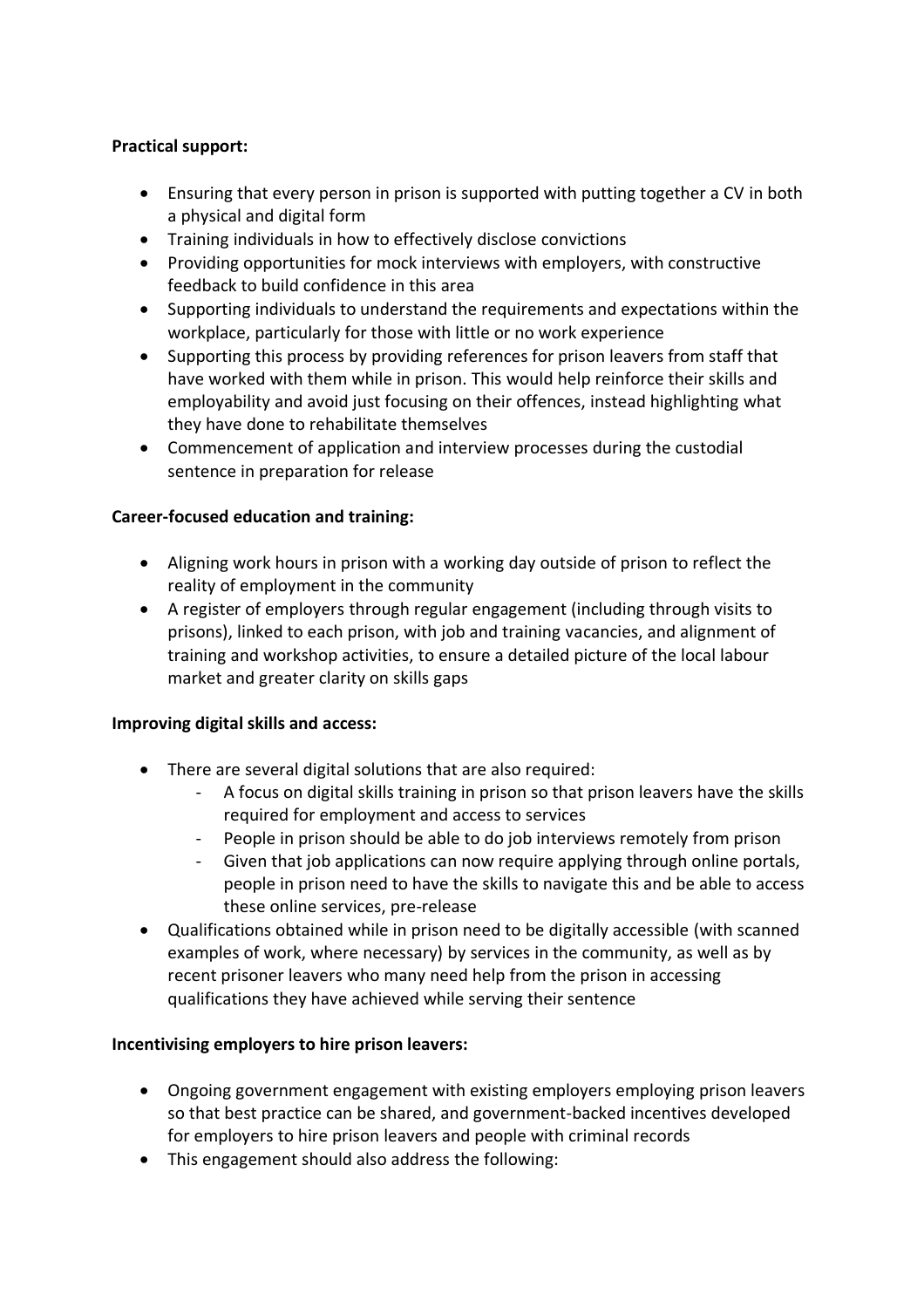**Practical support:**

- Ensuring that every person in prison is supported with putting together a CV in both a physical and digital form
- Training individuals in how to effectively disclose convictions
- Providing opportunities for mock interviews with employers, with constructive feedback to build confidence in this area
- Supporting individuals to understand the requirements and expectations within the workplace, particularly for those with little or no work experience
- Supporting this process by providing references for prison leavers from staff that have worked with them while in prison. This would help reinforce their skills and employability and avoid just focusing on their offences, instead highlighting what they have done to rehabilitate themselves
- Commencement of application and interview processes during the custodial sentence in preparation for release

**Career-focused education and training:**

- Aligning work hours in prison with a working day outside of prison to reflect the reality of employment in the community
- A register of employers through regular engagement (including through visits to prisons), linked to each prison, with job and training vacancies, and alignment of training and workshop activities, to ensure a detailed picture of the local labour market and greater clarity on skills gaps

**Improving digital skills and access:**

- There are several digital solutions that are also required:
    - A focus on digital skills training in prison so that prison leavers have the skills required for employment and access to services
    - People in prison should be able to do job interviews remotely from prison
    - Given that job applications can now require applying through online portals, people in prison need to have the skills to navigate this and be able to access these online services, pre-release
- Qualifications obtained while in prison need to be digitally accessible (with scanned examples of work, where necessary) by services in the community, as well as by recent prisoner leavers who many need help from the prison in accessing qualifications they have achieved while serving their sentence

**Incentivising employers to hire prison leavers:**

- Ongoing government engagement with existing employers employing prison leavers so that best practice can be shared, and government-backed incentives developed for employers to hire prison leavers and people with criminal records
- This engagement should also address the following: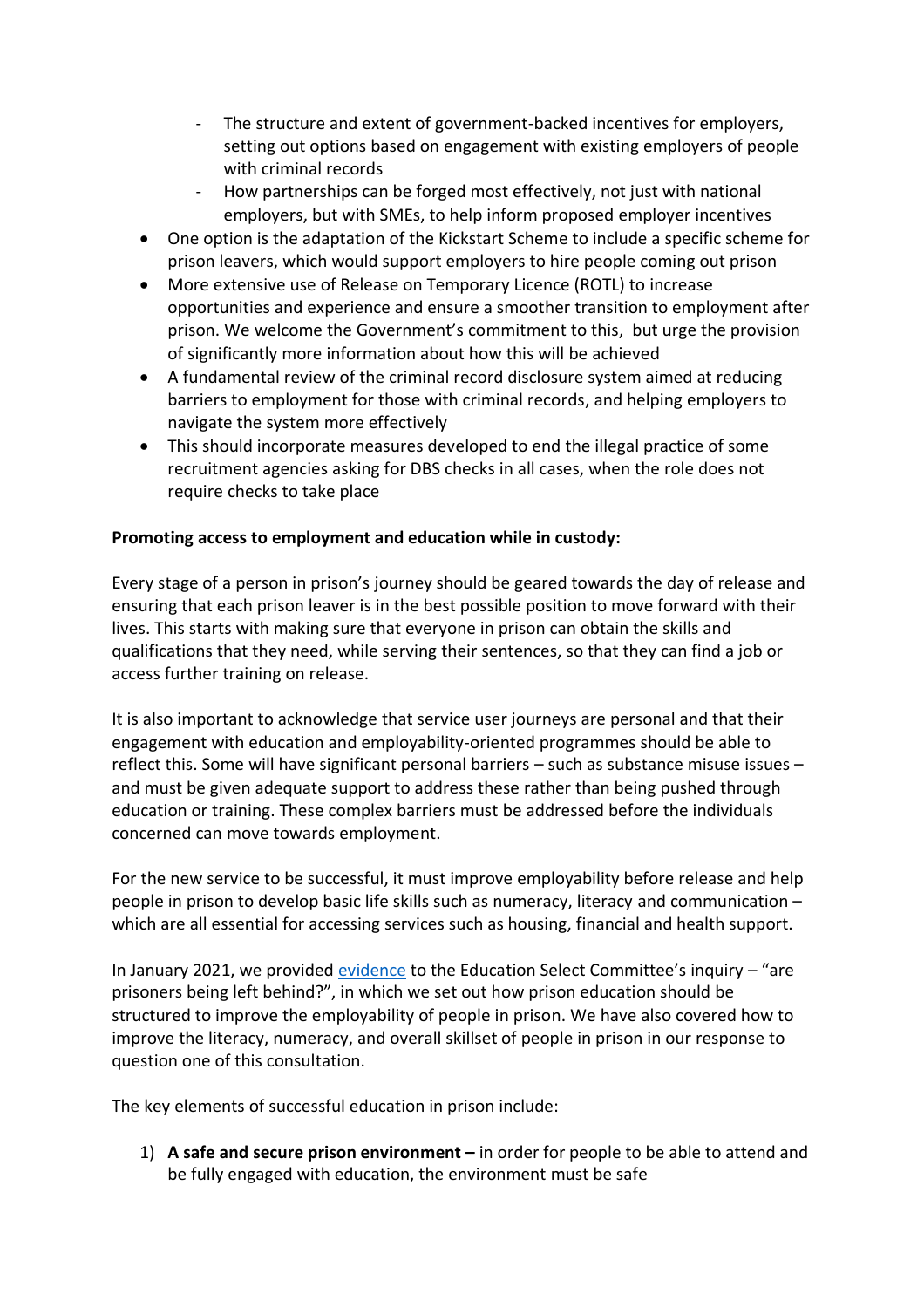- The structure and extent of government-backed incentives for employers, setting out options based on engagement with existing employers of people with criminal records
  - How partnerships can be forged most effectively, not just with national employers, but with SMEs, to help inform proposed employer incentives
- One option is the adaptation of the Kickstart Scheme to include a specific scheme for prison leavers, which would support employers to hire people coming out prison
- More extensive use of Release on Temporary Licence (ROTL) to increase opportunities and experience and ensure a smoother transition to employment after prison. We welcome the Government's commitment to this, but urge the provision of significantly more information about how this will be achieved
- A fundamental review of the criminal record disclosure system aimed at reducing barriers to employment for those with criminal records, and helping employers to navigate the system more effectively
- This should incorporate measures developed to end the illegal practice of some recruitment agencies asking for DBS checks in all cases, when the role does not require checks to take place

**Promoting access to employment and education while in custody:**

Every stage of a person in prison's journey should be geared towards the day of release and ensuring that each prison leaver is in the best possible position to move forward with their lives. This starts with making sure that everyone in prison can obtain the skills and qualifications that they need, while serving their sentences, so that they can find a job or access further training on release.

It is also important to acknowledge that service user journeys are personal and that their engagement with education and employability-oriented programmes should be able to reflect this. Some will have significant personal barriers – such as substance misuse issues – and must be given adequate support to address these rather than being pushed through education or training. These complex barriers must be addressed before the individuals concerned can move towards employment.

For the new service to be successful, it must improve employability before release and help people in prison to develop basic life skills such as numeracy, literacy and communication – which are all essential for accessing services such as housing, financial and health support.

In January 2021, we provided evidence to the Education Select Committee's inquiry – "are prisoners being left behind?", in which we set out how prison education should be structured to improve the employability of people in prison. We have also covered how to improve the literacy, numeracy, and overall skillset of people in prison in our response to question one of this consultation.

The key elements of successful education in prison include:

1) **A safe and secure prison environment –** in order for people to be able to attend and be fully engaged with education, the environment must be safe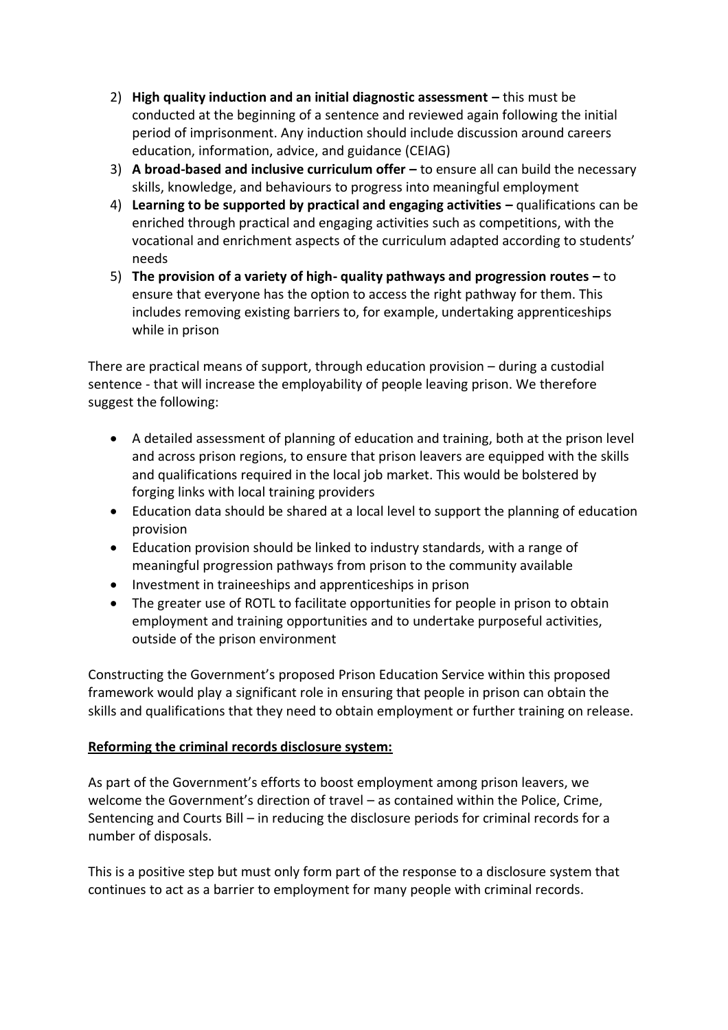2) **High quality induction and an initial diagnostic assessment –** this must be conducted at the beginning of a sentence and reviewed again following the initial period of imprisonment. Any induction should include discussion around careers education, information, advice, and guidance (CEIAG)
3) **A broad-based and inclusive curriculum offer –** to ensure all can build the necessary skills, knowledge, and behaviours to progress into meaningful employment
4) **Learning to be supported by practical and engaging activities –** qualifications can be enriched through practical and engaging activities such as competitions, with the vocational and enrichment aspects of the curriculum adapted according to students' needs
5) **The provision of a variety of high- quality pathways and progression routes –** to ensure that everyone has the option to access the right pathway for them. This includes removing existing barriers to, for example, undertaking apprenticeships while in prison

There are practical means of support, through education provision – during a custodial sentence - that will increase the employability of people leaving prison. We therefore suggest the following:

- A detailed assessment of planning of education and training, both at the prison level and across prison regions, to ensure that prison leavers are equipped with the skills and qualifications required in the local job market. This would be bolstered by forging links with local training providers
- Education data should be shared at a local level to support the planning of education provision
- Education provision should be linked to industry standards, with a range of meaningful progression pathways from prison to the community available
- Investment in traineeships and apprenticeships in prison
- The greater use of ROTL to facilitate opportunities for people in prison to obtain employment and training opportunities and to undertake purposeful activities, outside of the prison environment

Constructing the Government's proposed Prison Education Service within this proposed framework would play a significant role in ensuring that people in prison can obtain the skills and qualifications that they need to obtain employment or further training on release.

**Reforming the criminal records disclosure system:**

As part of the Government's efforts to boost employment among prison leavers, we welcome the Government's direction of travel – as contained within the Police, Crime, Sentencing and Courts Bill – in reducing the disclosure periods for criminal records for a number of disposals.

This is a positive step but must only form part of the response to a disclosure system that continues to act as a barrier to employment for many people with criminal records.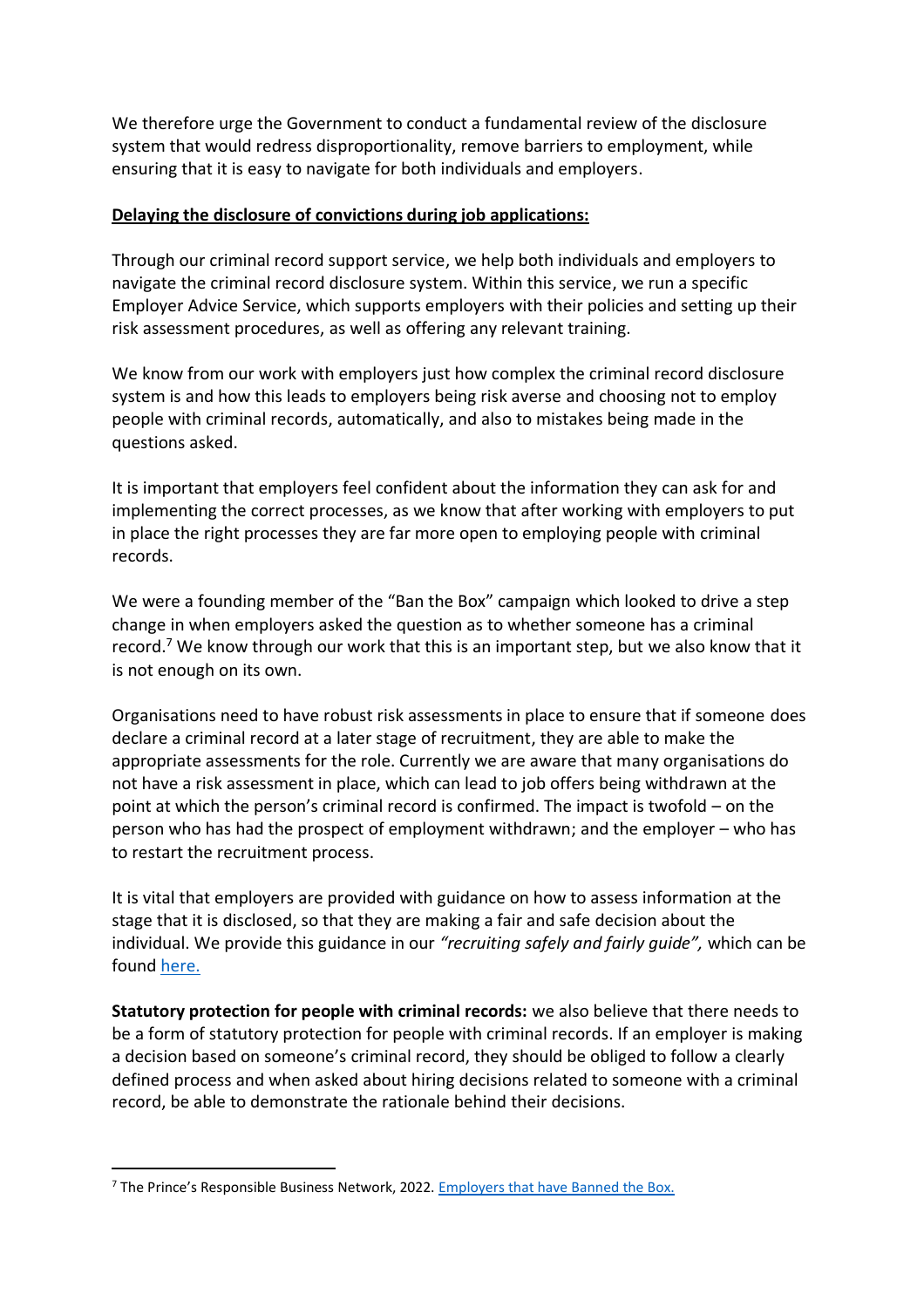We therefore urge the Government to conduct a fundamental review of the disclosure system that would redress disproportionality, remove barriers to employment, while ensuring that it is easy to navigate for both individuals and employers.

**Delaying the disclosure of convictions during job applications:**

Through our criminal record support service, we help both individuals and employers to navigate the criminal record disclosure system. Within this service, we run a specific Employer Advice Service, which supports employers with their policies and setting up their risk assessment procedures, as well as offering any relevant training.

We know from our work with employers just how complex the criminal record disclosure system is and how this leads to employers being risk averse and choosing not to employ people with criminal records, automatically, and also to mistakes being made in the questions asked.

It is important that employers feel confident about the information they can ask for and implementing the correct processes, as we know that after working with employers to put in place the right processes they are far more open to employing people with criminal records.

We were a founding member of the "Ban the Box" campaign which looked to drive a step change in when employers asked the question as to whether someone has a criminal record.[7] We know through our work that this is an important step, but we also know that it is not enough on its own.

Organisations need to have robust risk assessments in place to ensure that if someone does declare a criminal record at a later stage of recruitment, they are able to make the appropriate assessments for the role. Currently we are aware that many organisations do not have a risk assessment in place, which can lead to job offers being withdrawn at the point at which the person's criminal record is confirmed. The impact is twofold – on the person who has had the prospect of employment withdrawn; and the employer – who has to restart the recruitment process.

It is vital that employers are provided with guidance on how to assess information at the stage that it is disclosed, so that they are making a fair and safe decision about the individual. We provide this guidance in our *"recruiting safely and fairly guide",* which can be found here.

**Statutory protection for people with criminal records:** we also believe that there needs to be a form of statutory protection for people with criminal records. If an employer is making a decision based on someone's criminal record, they should be obliged to follow a clearly defined process and when asked about hiring decisions related to someone with a criminal record, be able to demonstrate the rationale behind their decisions.

---

[7] The Prince's Responsible Business Network, 2022. Employers that have Banned the Box.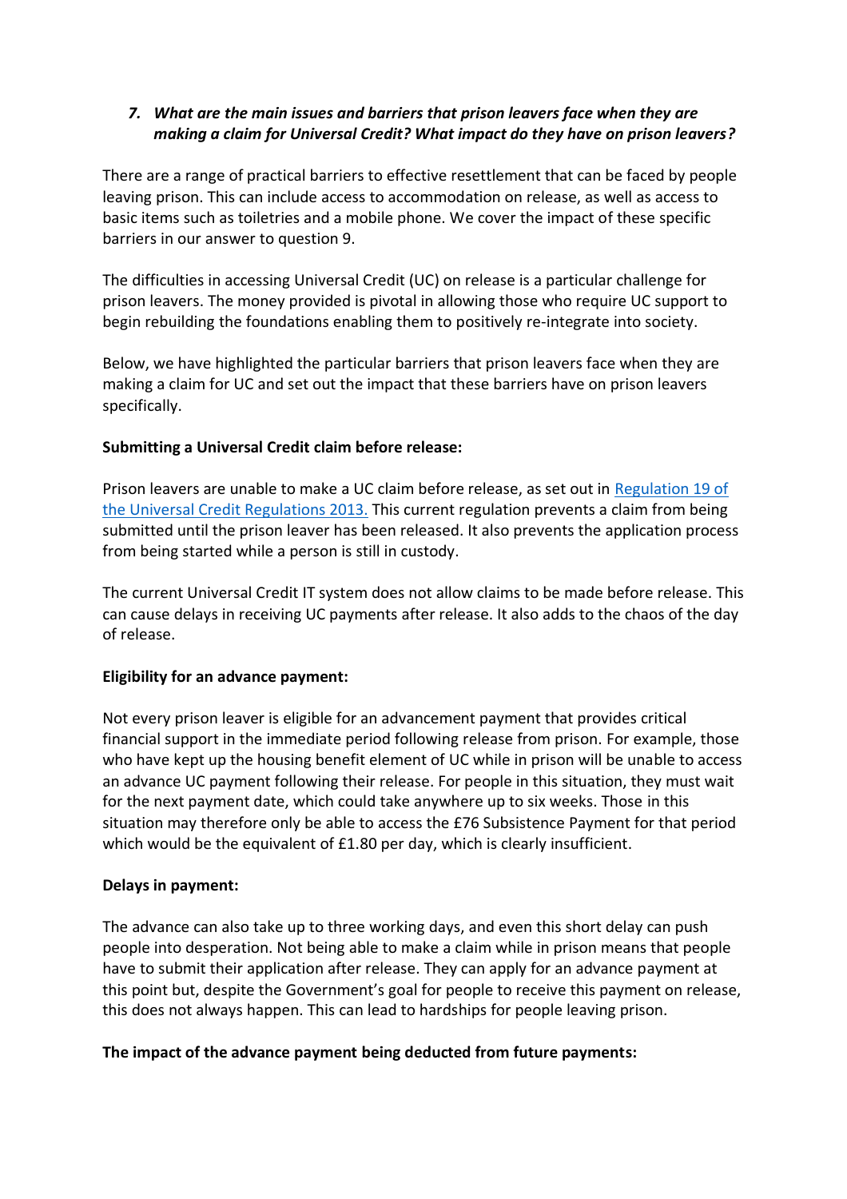*7. What are the main issues and barriers that prison leavers face when they are making a claim for Universal Credit? What impact do they have on prison leavers?*

There are a range of practical barriers to effective resettlement that can be faced by people leaving prison. This can include access to accommodation on release, as well as access to basic items such as toiletries and a mobile phone. We cover the impact of these specific barriers in our answer to question 9.

The difficulties in accessing Universal Credit (UC) on release is a particular challenge for prison leavers. The money provided is pivotal in allowing those who require UC support to begin rebuilding the foundations enabling them to positively re-integrate into society.

Below, we have highlighted the particular barriers that prison leavers face when they are making a claim for UC and set out the impact that these barriers have on prison leavers specifically.

**Submitting a Universal Credit claim before release:**

Prison leavers are unable to make a UC claim before release, as set out in Regulation 19 of the Universal Credit Regulations 2013. This current regulation prevents a claim from being submitted until the prison leaver has been released. It also prevents the application process from being started while a person is still in custody.

The current Universal Credit IT system does not allow claims to be made before release. This can cause delays in receiving UC payments after release. It also adds to the chaos of the day of release.

**Eligibility for an advance payment:**

Not every prison leaver is eligible for an advancement payment that provides critical financial support in the immediate period following release from prison. For example, those who have kept up the housing benefit element of UC while in prison will be unable to access an advance UC payment following their release. For people in this situation, they must wait for the next payment date, which could take anywhere up to six weeks. Those in this situation may therefore only be able to access the £76 Subsistence Payment for that period which would be the equivalent of £1.80 per day, which is clearly insufficient.

**Delays in payment:**

The advance can also take up to three working days, and even this short delay can push people into desperation. Not being able to make a claim while in prison means that people have to submit their application after release. They can apply for an advance payment at this point but, despite the Government's goal for people to receive this payment on release, this does not always happen. This can lead to hardships for people leaving prison.

**The impact of the advance payment being deducted from future payments:**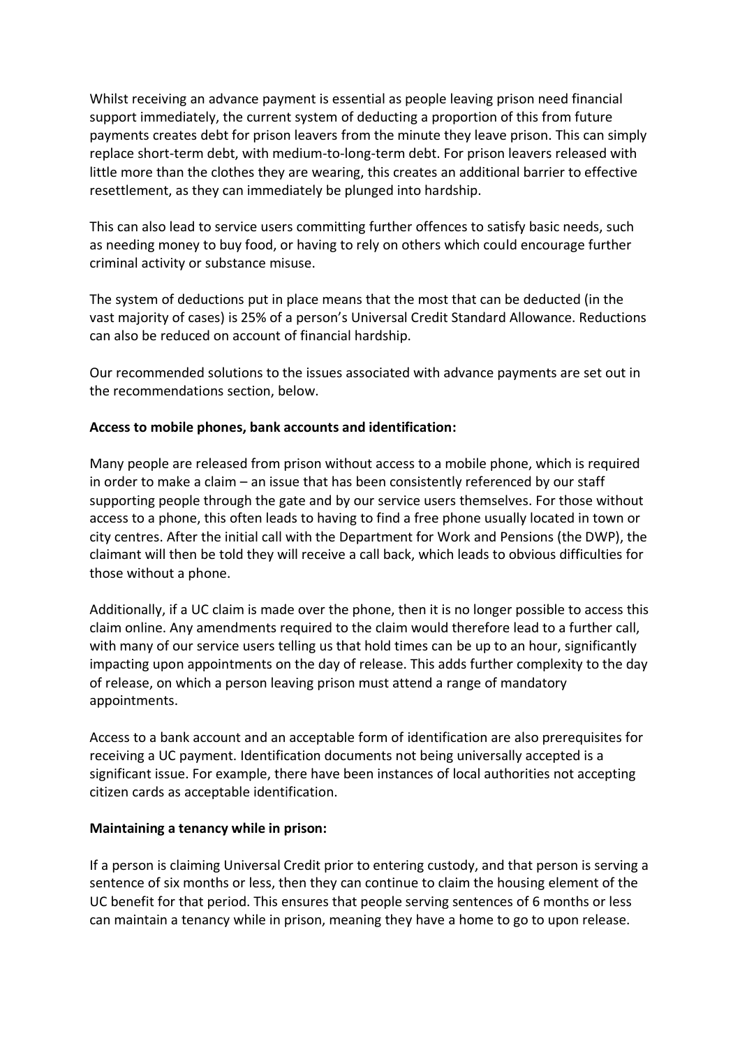Whilst receiving an advance payment is essential as people leaving prison need financial support immediately, the current system of deducting a proportion of this from future payments creates debt for prison leavers from the minute they leave prison. This can simply replace short-term debt, with medium-to-long-term debt. For prison leavers released with little more than the clothes they are wearing, this creates an additional barrier to effective resettlement, as they can immediately be plunged into hardship.

This can also lead to service users committing further offences to satisfy basic needs, such as needing money to buy food, or having to rely on others which could encourage further criminal activity or substance misuse.

The system of deductions put in place means that the most that can be deducted (in the vast majority of cases) is 25% of a person's Universal Credit Standard Allowance. Reductions can also be reduced on account of financial hardship.

Our recommended solutions to the issues associated with advance payments are set out in the recommendations section, below.

**Access to mobile phones, bank accounts and identification:**

Many people are released from prison without access to a mobile phone, which is required in order to make a claim – an issue that has been consistently referenced by our staff supporting people through the gate and by our service users themselves. For those without access to a phone, this often leads to having to find a free phone usually located in town or city centres. After the initial call with the Department for Work and Pensions (the DWP), the claimant will then be told they will receive a call back, which leads to obvious difficulties for those without a phone.

Additionally, if a UC claim is made over the phone, then it is no longer possible to access this claim online. Any amendments required to the claim would therefore lead to a further call, with many of our service users telling us that hold times can be up to an hour, significantly impacting upon appointments on the day of release. This adds further complexity to the day of release, on which a person leaving prison must attend a range of mandatory appointments.

Access to a bank account and an acceptable form of identification are also prerequisites for receiving a UC payment. Identification documents not being universally accepted is a significant issue. For example, there have been instances of local authorities not accepting citizen cards as acceptable identification.

**Maintaining a tenancy while in prison:**

If a person is claiming Universal Credit prior to entering custody, and that person is serving a sentence of six months or less, then they can continue to claim the housing element of the UC benefit for that period. This ensures that people serving sentences of 6 months or less can maintain a tenancy while in prison, meaning they have a home to go to upon release.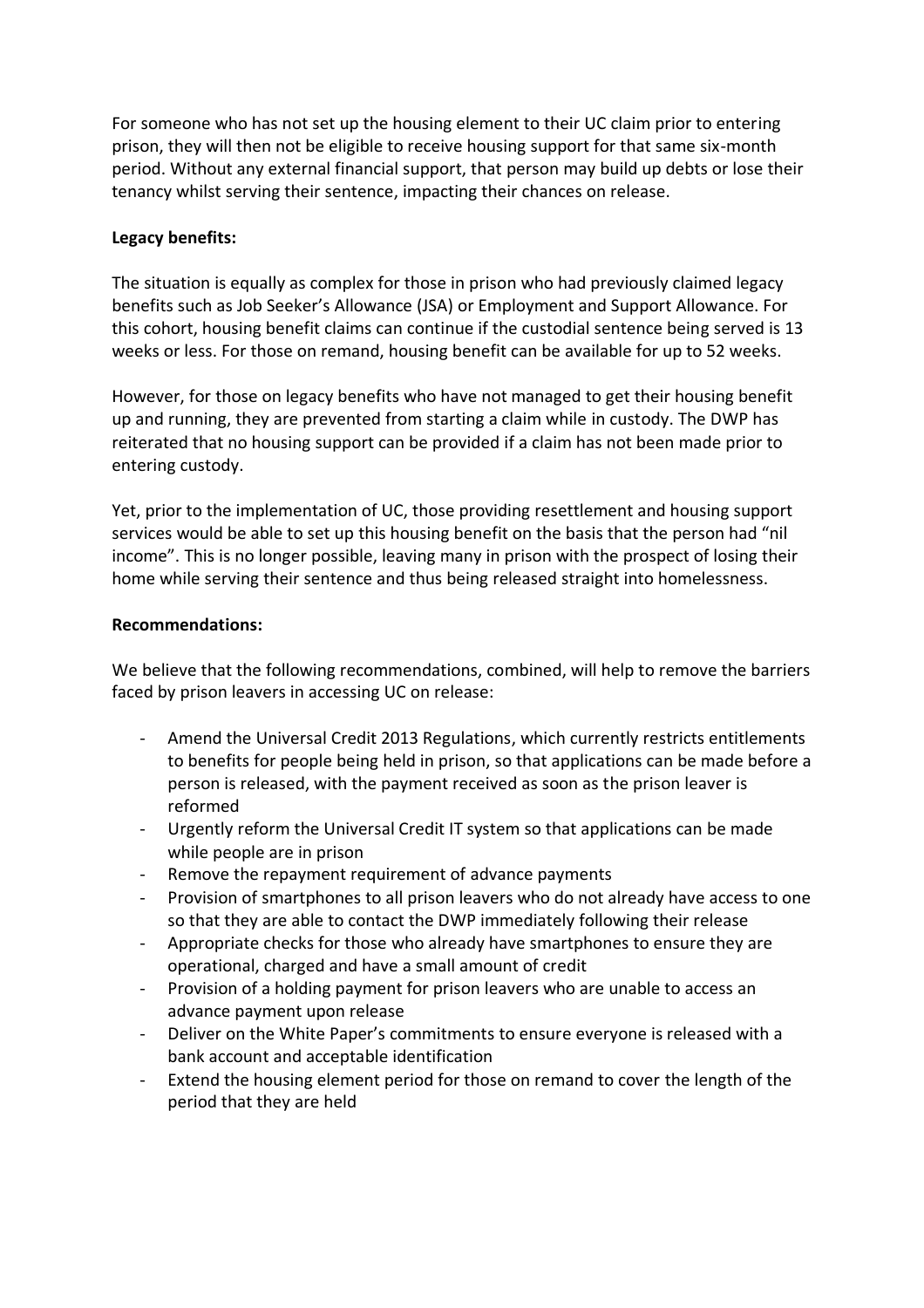For someone who has not set up the housing element to their UC claim prior to entering prison, they will then not be eligible to receive housing support for that same six-month period. Without any external financial support, that person may build up debts or lose their tenancy whilst serving their sentence, impacting their chances on release.

**Legacy benefits:**

The situation is equally as complex for those in prison who had previously claimed legacy benefits such as Job Seeker's Allowance (JSA) or Employment and Support Allowance. For this cohort, housing benefit claims can continue if the custodial sentence being served is 13 weeks or less. For those on remand, housing benefit can be available for up to 52 weeks.

However, for those on legacy benefits who have not managed to get their housing benefit up and running, they are prevented from starting a claim while in custody. The DWP has reiterated that no housing support can be provided if a claim has not been made prior to entering custody.

Yet, prior to the implementation of UC, those providing resettlement and housing support services would be able to set up this housing benefit on the basis that the person had "nil income". This is no longer possible, leaving many in prison with the prospect of losing their home while serving their sentence and thus being released straight into homelessness.

**Recommendations:**

We believe that the following recommendations, combined, will help to remove the barriers faced by prison leavers in accessing UC on release:

- Amend the Universal Credit 2013 Regulations, which currently restricts entitlements to benefits for people being held in prison, so that applications can be made before a person is released, with the payment received as soon as the prison leaver is reformed
- Urgently reform the Universal Credit IT system so that applications can be made while people are in prison
- Remove the repayment requirement of advance payments
- Provision of smartphones to all prison leavers who do not already have access to one so that they are able to contact the DWP immediately following their release
- Appropriate checks for those who already have smartphones to ensure they are operational, charged and have a small amount of credit
- Provision of a holding payment for prison leavers who are unable to access an advance payment upon release
- Deliver on the White Paper's commitments to ensure everyone is released with a bank account and acceptable identification
- Extend the housing element period for those on remand to cover the length of the period that they are held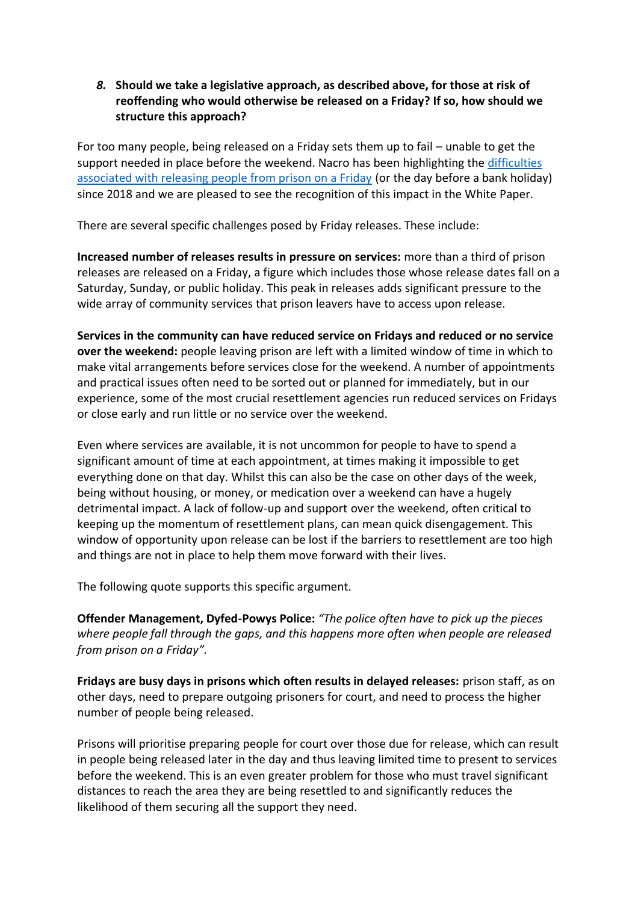8. ***Should we take a legislative approach, as described above, for those at risk of reoffending who would otherwise be released on a Friday? If so, how should we structure this approach?***

For too many people, being released on a Friday sets them up to fail – unable to get the support needed in place before the weekend. Nacro has been highlighting the [difficulties associated with releasing people from prison on a Friday]() (or the day before a bank holiday) since 2018 and we are pleased to see the recognition of this impact in the White Paper.

There are several specific challenges posed by Friday releases. These include:

**Increased number of releases results in pressure on services:** more than a third of prison releases are released on a Friday, a figure which includes those whose release dates fall on a Saturday, Sunday, or public holiday. This peak in releases adds significant pressure to the wide array of community services that prison leavers have to access upon release.

**Services in the community can have reduced service on Fridays and reduced or no service over the weekend:** people leaving prison are left with a limited window of time in which to make vital arrangements before services close for the weekend. A number of appointments and practical issues often need to be sorted out or planned for immediately, but in our experience, some of the most crucial resettlement agencies run reduced services on Fridays or close early and run little or no service over the weekend.

Even where services are available, it is not uncommon for people to have to spend a significant amount of time at each appointment, at times making it impossible to get everything done on that day. Whilst this can also be the case on other days of the week, being without housing, or money, or medication over a weekend can have a hugely detrimental impact. A lack of follow-up and support over the weekend, often critical to keeping up the momentum of resettlement plans, can mean quick disengagement. This window of opportunity upon release can be lost if the barriers to resettlement are too high and things are not in place to help them move forward with their lives.

The following quote supports this specific argument.

**Offender Management, Dyfed-Powys Police:** *"The police often have to pick up the pieces where people fall through the gaps, and this happens more often when people are released from prison on a Friday".*

**Fridays are busy days in prisons which often results in delayed releases:** prison staff, as on other days, need to prepare outgoing prisoners for court, and need to process the higher number of people being released.

Prisons will prioritise preparing people for court over those due for release, which can result in people being released later in the day and thus leaving limited time to present to services before the weekend. This is an even greater problem for those who must travel significant distances to reach the area they are being resettled to and significantly reduces the likelihood of them securing all the support they need.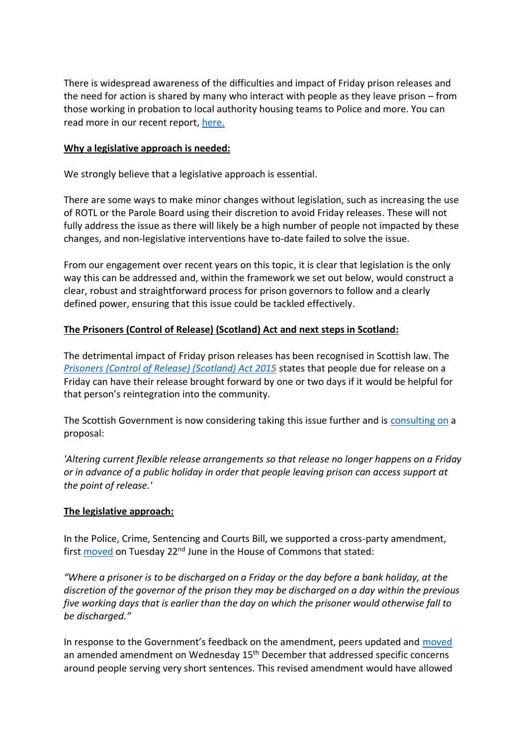There is widespread awareness of the difficulties and impact of Friday prison releases and the need for action is shared by many who interact with people as they leave prison – from those working in probation to local authority housing teams to Police and more. You can read more in our recent report, here.

**Why a legislative approach is needed:**

We strongly believe that a legislative approach is essential.

There are some ways to make minor changes without legislation, such as increasing the use of ROTL or the Parole Board using their discretion to avoid Friday releases. These will not fully address the issue as there will likely be a high number of people not impacted by these changes, and non-legislative interventions have to-date failed to solve the issue.

From our engagement over recent years on this topic, it is clear that legislation is the only way this can be addressed and, within the framework we set out below, would construct a clear, robust and straightforward process for prison governors to follow and a clearly defined power, ensuring that this issue could be tackled effectively.

**The Prisoners (Control of Release) (Scotland) Act and next steps in Scotland:**

The detrimental impact of Friday prison releases has been recognised in Scottish law. The *Prisoners (Control of Release) (Scotland) Act 2015* states that people due for release on a Friday can have their release brought forward by one or two days if it would be helpful for that person's reintegration into the community.

The Scottish Government is now considering taking this issue further and is consulting on a proposal:

*'Altering current flexible release arrangements so that release no longer happens on a Friday or in advance of a public holiday in order that people leaving prison can access support at the point of release.'*

**The legislative approach:**

In the Police, Crime, Sentencing and Courts Bill, we supported a cross-party amendment, first moved on Tuesday 22nd June in the House of Commons that stated:

*"Where a prisoner is to be discharged on a Friday or the day before a bank holiday, at the discretion of the governor of the prison they may be discharged on a day within the previous five working days that is earlier than the day on which the prisoner would otherwise fall to be discharged."*

In response to the Government's feedback on the amendment, peers updated and moved an amended amendment on Wednesday 15th December that addressed specific concerns around people serving very short sentences. This revised amendment would have allowed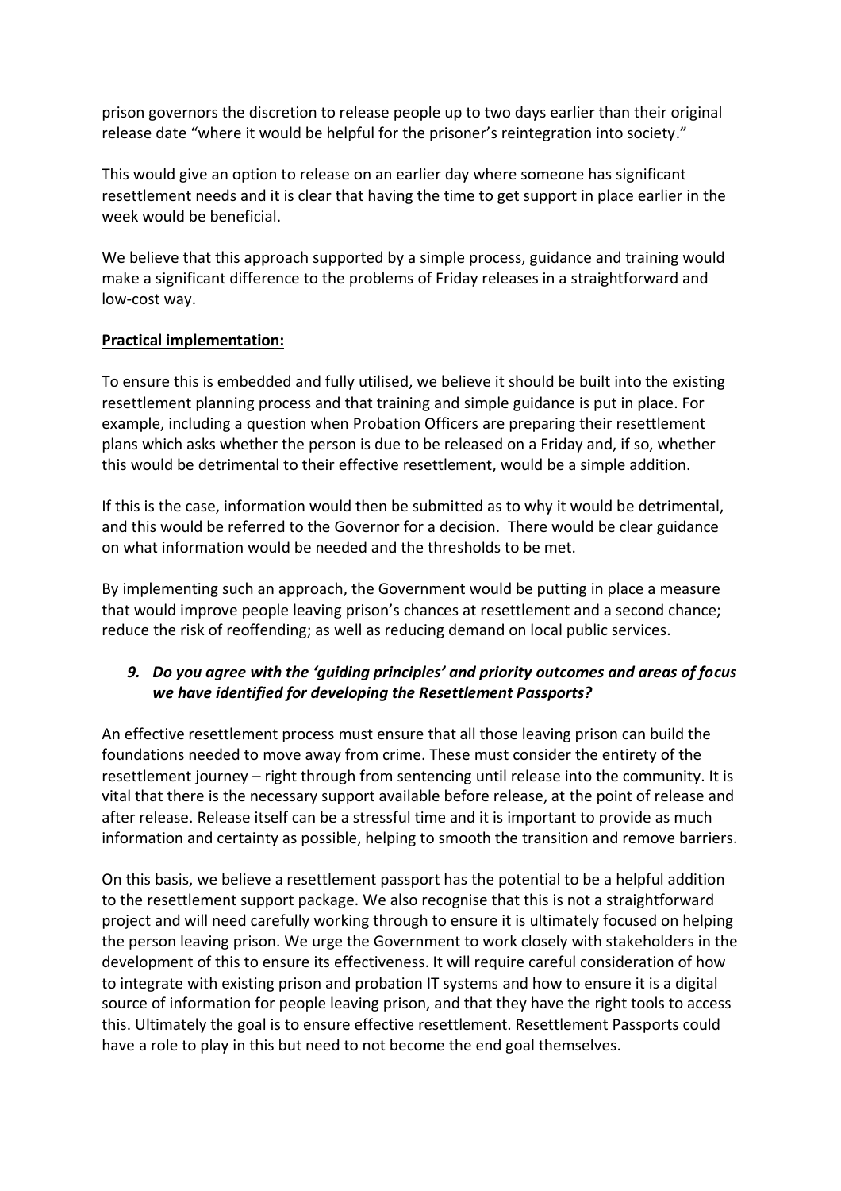prison governors the discretion to release people up to two days earlier than their original release date "where it would be helpful for the prisoner's reintegration into society."

This would give an option to release on an earlier day where someone has significant resettlement needs and it is clear that having the time to get support in place earlier in the week would be beneficial.

We believe that this approach supported by a simple process, guidance and training would make a significant difference to the problems of Friday releases in a straightforward and low-cost way.

**Practical implementation:**

To ensure this is embedded and fully utilised, we believe it should be built into the existing resettlement planning process and that training and simple guidance is put in place. For example, including a question when Probation Officers are preparing their resettlement plans which asks whether the person is due to be released on a Friday and, if so, whether this would be detrimental to their effective resettlement, would be a simple addition.

If this is the case, information would then be submitted as to why it would be detrimental, and this would be referred to the Governor for a decision. There would be clear guidance on what information would be needed and the thresholds to be met.

By implementing such an approach, the Government would be putting in place a measure that would improve people leaving prison's chances at resettlement and a second chance; reduce the risk of reoffending; as well as reducing demand on local public services.

***9. Do you agree with the 'guiding principles' and priority outcomes and areas of focus we have identified for developing the Resettlement Passports?***

An effective resettlement process must ensure that all those leaving prison can build the foundations needed to move away from crime. These must consider the entirety of the resettlement journey – right through from sentencing until release into the community. It is vital that there is the necessary support available before release, at the point of release and after release. Release itself can be a stressful time and it is important to provide as much information and certainty as possible, helping to smooth the transition and remove barriers.

On this basis, we believe a resettlement passport has the potential to be a helpful addition to the resettlement support package. We also recognise that this is not a straightforward project and will need carefully working through to ensure it is ultimately focused on helping the person leaving prison. We urge the Government to work closely with stakeholders in the development of this to ensure its effectiveness. It will require careful consideration of how to integrate with existing prison and probation IT systems and how to ensure it is a digital source of information for people leaving prison, and that they have the right tools to access this. Ultimately the goal is to ensure effective resettlement. Resettlement Passports could have a role to play in this but need to not become the end goal themselves.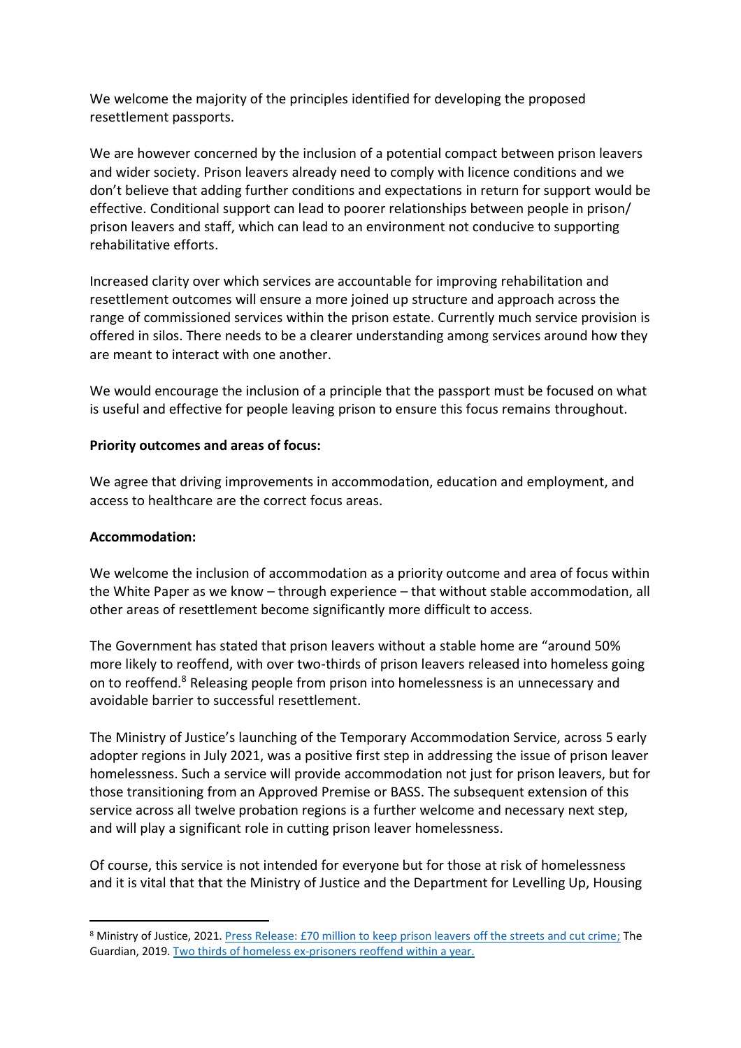We welcome the majority of the principles identified for developing the proposed resettlement passports.

We are however concerned by the inclusion of a potential compact between prison leavers and wider society. Prison leavers already need to comply with licence conditions and we don't believe that adding further conditions and expectations in return for support would be effective. Conditional support can lead to poorer relationships between people in prison/ prison leavers and staff, which can lead to an environment not conducive to supporting rehabilitative efforts.

Increased clarity over which services are accountable for improving rehabilitation and resettlement outcomes will ensure a more joined up structure and approach across the range of commissioned services within the prison estate. Currently much service provision is offered in silos. There needs to be a clearer understanding among services around how they are meant to interact with one another.

We would encourage the inclusion of a principle that the passport must be focused on what is useful and effective for people leaving prison to ensure this focus remains throughout.

**Priority outcomes and areas of focus:**

We agree that driving improvements in accommodation, education and employment, and access to healthcare are the correct focus areas.

**Accommodation:**

We welcome the inclusion of accommodation as a priority outcome and area of focus within the White Paper as we know – through experience – that without stable accommodation, all other areas of resettlement become significantly more difficult to access.

The Government has stated that prison leavers without a stable home are "around 50% more likely to reoffend, with over two-thirds of prison leavers released into homeless going on to reoffend.[8] Releasing people from prison into homelessness is an unnecessary and avoidable barrier to successful resettlement.

The Ministry of Justice's launching of the Temporary Accommodation Service, across 5 early adopter regions in July 2021, was a positive first step in addressing the issue of prison leaver homelessness. Such a service will provide accommodation not just for prison leavers, but for those transitioning from an Approved Premise or BASS. The subsequent extension of this service across all twelve probation regions is a further welcome and necessary next step, and will play a significant role in cutting prison leaver homelessness.

Of course, this service is not intended for everyone but for those at risk of homelessness and it is vital that that the Ministry of Justice and the Department for Levelling Up, Housing

[8] Ministry of Justice, 2021. Press Release: £70 million to keep prison leavers off the streets and cut crime; The Guardian, 2019. Two thirds of homeless ex-prisoners reoffend within a year.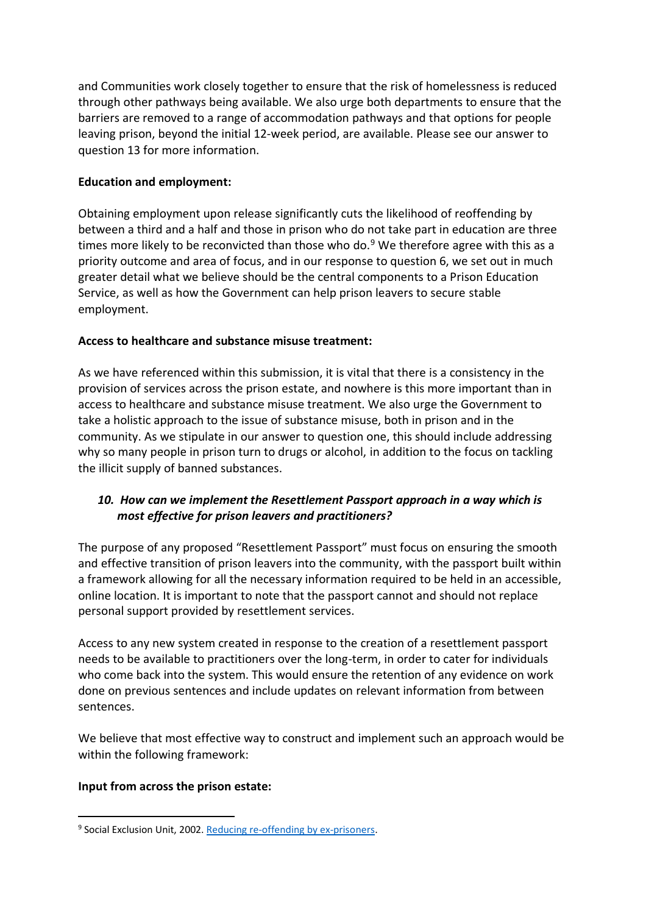and Communities work closely together to ensure that the risk of homelessness is reduced through other pathways being available. We also urge both departments to ensure that the barriers are removed to a range of accommodation pathways and that options for people leaving prison, beyond the initial 12-week period, are available. Please see our answer to question 13 for more information.

**Education and employment:**

Obtaining employment upon release significantly cuts the likelihood of reoffending by between a third and a half and those in prison who do not take part in education are three times more likely to be reconvicted than those who do.[9] We therefore agree with this as a priority outcome and area of focus, and in our response to question 6, we set out in much greater detail what we believe should be the central components to a Prison Education Service, as well as how the Government can help prison leavers to secure stable employment.

**Access to healthcare and substance misuse treatment:**

As we have referenced within this submission, it is vital that there is a consistency in the provision of services across the prison estate, and nowhere is this more important than in access to healthcare and substance misuse treatment. We also urge the Government to take a holistic approach to the issue of substance misuse, both in prison and in the community. As we stipulate in our answer to question one, this should include addressing why so many people in prison turn to drugs or alcohol, in addition to the focus on tackling the illicit supply of banned substances.

### *10. How can we implement the Resettlement Passport approach in a way which is most effective for prison leavers and practitioners?*

The purpose of any proposed "Resettlement Passport" must focus on ensuring the smooth and effective transition of prison leavers into the community, with the passport built within a framework allowing for all the necessary information required to be held in an accessible, online location. It is important to note that the passport cannot and should not replace personal support provided by resettlement services.

Access to any new system created in response to the creation of a resettlement passport needs to be available to practitioners over the long-term, in order to cater for individuals who come back into the system. This would ensure the retention of any evidence on work done on previous sentences and include updates on relevant information from between sentences.

We believe that most effective way to construct and implement such an approach would be within the following framework:

**Input from across the prison estate:**

[9] Social Exclusion Unit, 2002. Reducing re-offending by ex-prisoners.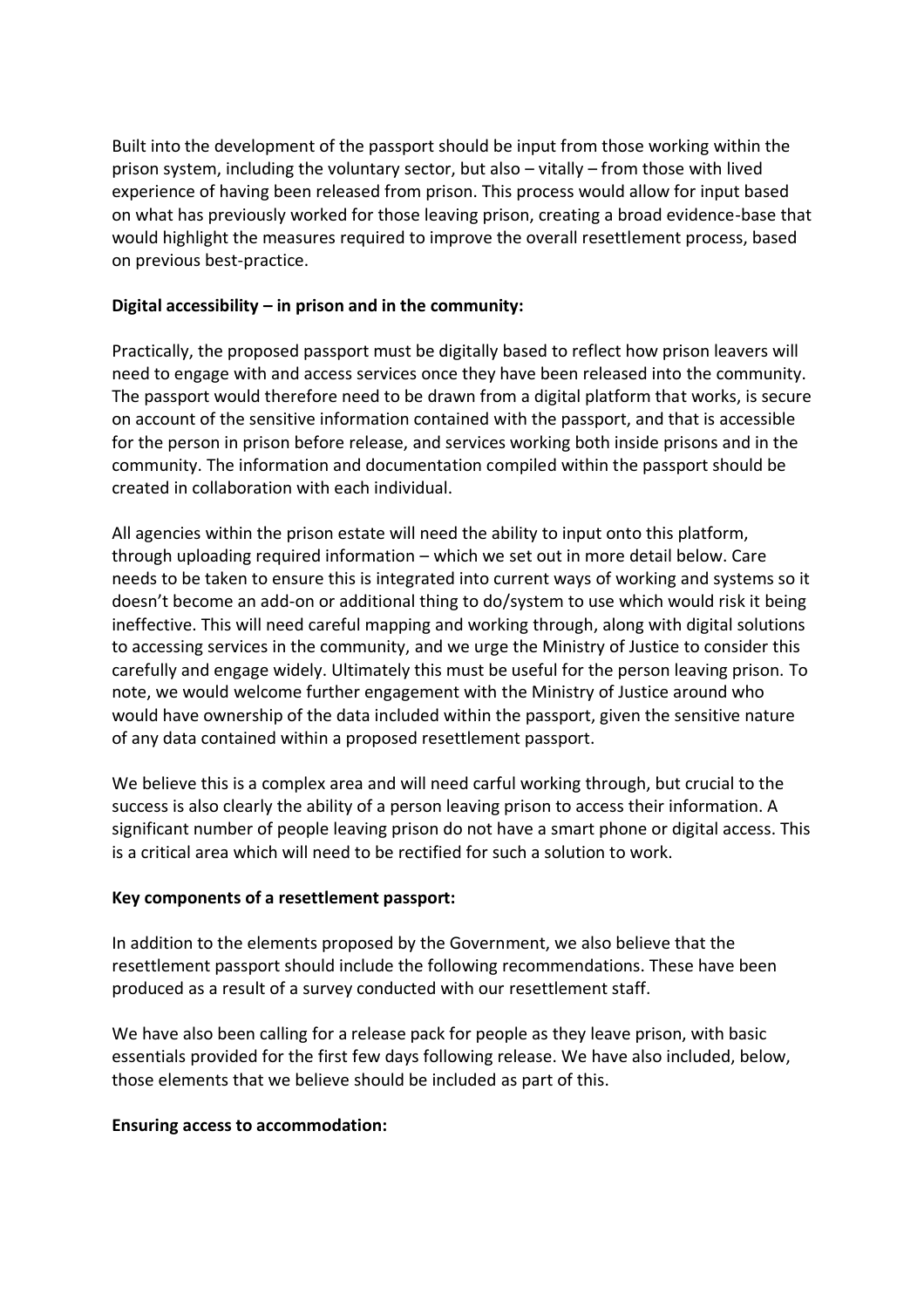Built into the development of the passport should be input from those working within the prison system, including the voluntary sector, but also – vitally – from those with lived experience of having been released from prison. This process would allow for input based on what has previously worked for those leaving prison, creating a broad evidence-base that would highlight the measures required to improve the overall resettlement process, based on previous best-practice.

**Digital accessibility – in prison and in the community:**

Practically, the proposed passport must be digitally based to reflect how prison leavers will need to engage with and access services once they have been released into the community. The passport would therefore need to be drawn from a digital platform that works, is secure on account of the sensitive information contained with the passport, and that is accessible for the person in prison before release, and services working both inside prisons and in the community. The information and documentation compiled within the passport should be created in collaboration with each individual.

All agencies within the prison estate will need the ability to input onto this platform, through uploading required information – which we set out in more detail below. Care needs to be taken to ensure this is integrated into current ways of working and systems so it doesn't become an add-on or additional thing to do/system to use which would risk it being ineffective. This will need careful mapping and working through, along with digital solutions to accessing services in the community, and we urge the Ministry of Justice to consider this carefully and engage widely. Ultimately this must be useful for the person leaving prison. To note, we would welcome further engagement with the Ministry of Justice around who would have ownership of the data included within the passport, given the sensitive nature of any data contained within a proposed resettlement passport.

We believe this is a complex area and will need carful working through, but crucial to the success is also clearly the ability of a person leaving prison to access their information. A significant number of people leaving prison do not have a smart phone or digital access. This is a critical area which will need to be rectified for such a solution to work.

**Key components of a resettlement passport:**

In addition to the elements proposed by the Government, we also believe that the resettlement passport should include the following recommendations. These have been produced as a result of a survey conducted with our resettlement staff.

We have also been calling for a release pack for people as they leave prison, with basic essentials provided for the first few days following release. We have also included, below, those elements that we believe should be included as part of this.

**Ensuring access to accommodation:**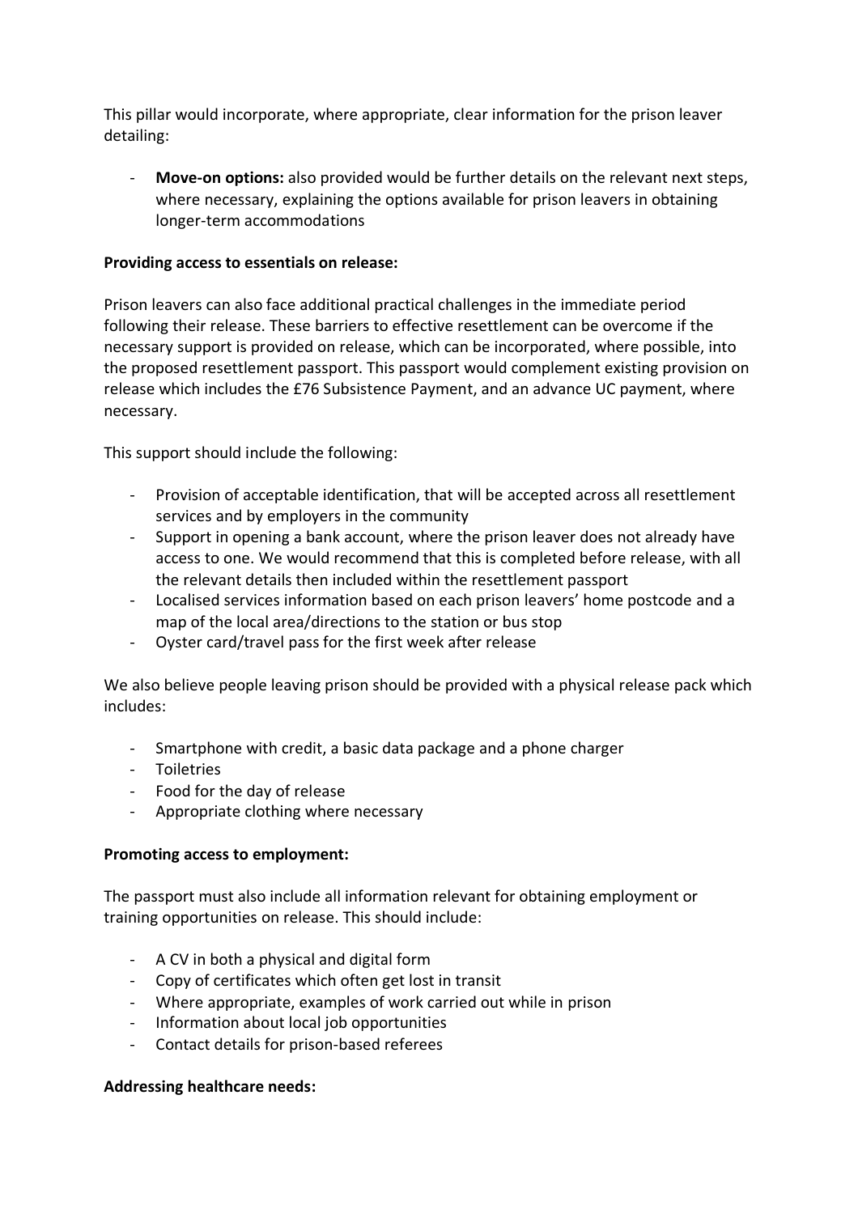This pillar would incorporate, where appropriate, clear information for the prison leaver detailing:

- **Move-on options:** also provided would be further details on the relevant next steps, where necessary, explaining the options available for prison leavers in obtaining longer-term accommodations

**Providing access to essentials on release:**

Prison leavers can also face additional practical challenges in the immediate period following their release. These barriers to effective resettlement can be overcome if the necessary support is provided on release, which can be incorporated, where possible, into the proposed resettlement passport. This passport would complement existing provision on release which includes the £76 Subsistence Payment, and an advance UC payment, where necessary.

This support should include the following:

- Provision of acceptable identification, that will be accepted across all resettlement services and by employers in the community
- Support in opening a bank account, where the prison leaver does not already have access to one. We would recommend that this is completed before release, with all the relevant details then included within the resettlement passport
- Localised services information based on each prison leavers' home postcode and a map of the local area/directions to the station or bus stop
- Oyster card/travel pass for the first week after release

We also believe people leaving prison should be provided with a physical release pack which includes:

- Smartphone with credit, a basic data package and a phone charger
- Toiletries
- Food for the day of release
- Appropriate clothing where necessary

**Promoting access to employment:**

The passport must also include all information relevant for obtaining employment or training opportunities on release. This should include:

- A CV in both a physical and digital form
- Copy of certificates which often get lost in transit
- Where appropriate, examples of work carried out while in prison
- Information about local job opportunities
- Contact details for prison-based referees

**Addressing healthcare needs:**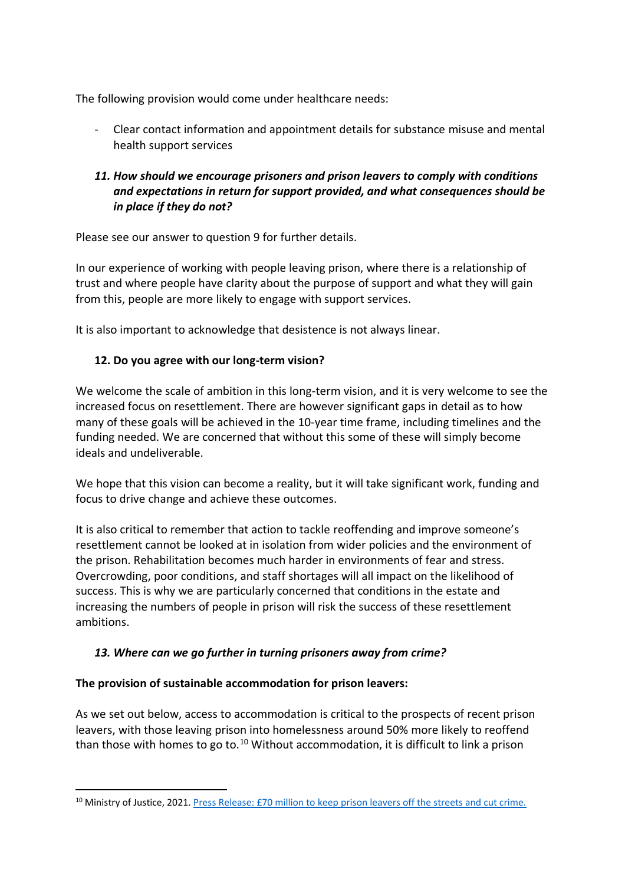The following provision would come under healthcare needs:

- Clear contact information and appointment details for substance misuse and mental health support services

***11. How should we encourage prisoners and prison leavers to comply with conditions and expectations in return for support provided, and what consequences should be in place if they do not?***

Please see our answer to question 9 for further details.

In our experience of working with people leaving prison, where there is a relationship of trust and where people have clarity about the purpose of support and what they will gain from this, people are more likely to engage with support services.

It is also important to acknowledge that desistence is not always linear.

**12. Do you agree with our long-term vision?**

We welcome the scale of ambition in this long-term vision, and it is very welcome to see the increased focus on resettlement. There are however significant gaps in detail as to how many of these goals will be achieved in the 10-year time frame, including timelines and the funding needed. We are concerned that without this some of these will simply become ideals and undeliverable.

We hope that this vision can become a reality, but it will take significant work, funding and focus to drive change and achieve these outcomes.

It is also critical to remember that action to tackle reoffending and improve someone's resettlement cannot be looked at in isolation from wider policies and the environment of the prison. Rehabilitation becomes much harder in environments of fear and stress. Overcrowding, poor conditions, and staff shortages will all impact on the likelihood of success. This is why we are particularly concerned that conditions in the estate and increasing the numbers of people in prison will risk the success of these resettlement ambitions.

***13. Where can we go further in turning prisoners away from crime?***

**The provision of sustainable accommodation for prison leavers:**

As we set out below, access to accommodation is critical to the prospects of recent prison leavers, with those leaving prison into homelessness around 50% more likely to reoffend than those with homes to go to.[10] Without accommodation, it is difficult to link a prison

[10] Ministry of Justice, 2021. Press Release: £70 million to keep prison leavers off the streets and cut crime.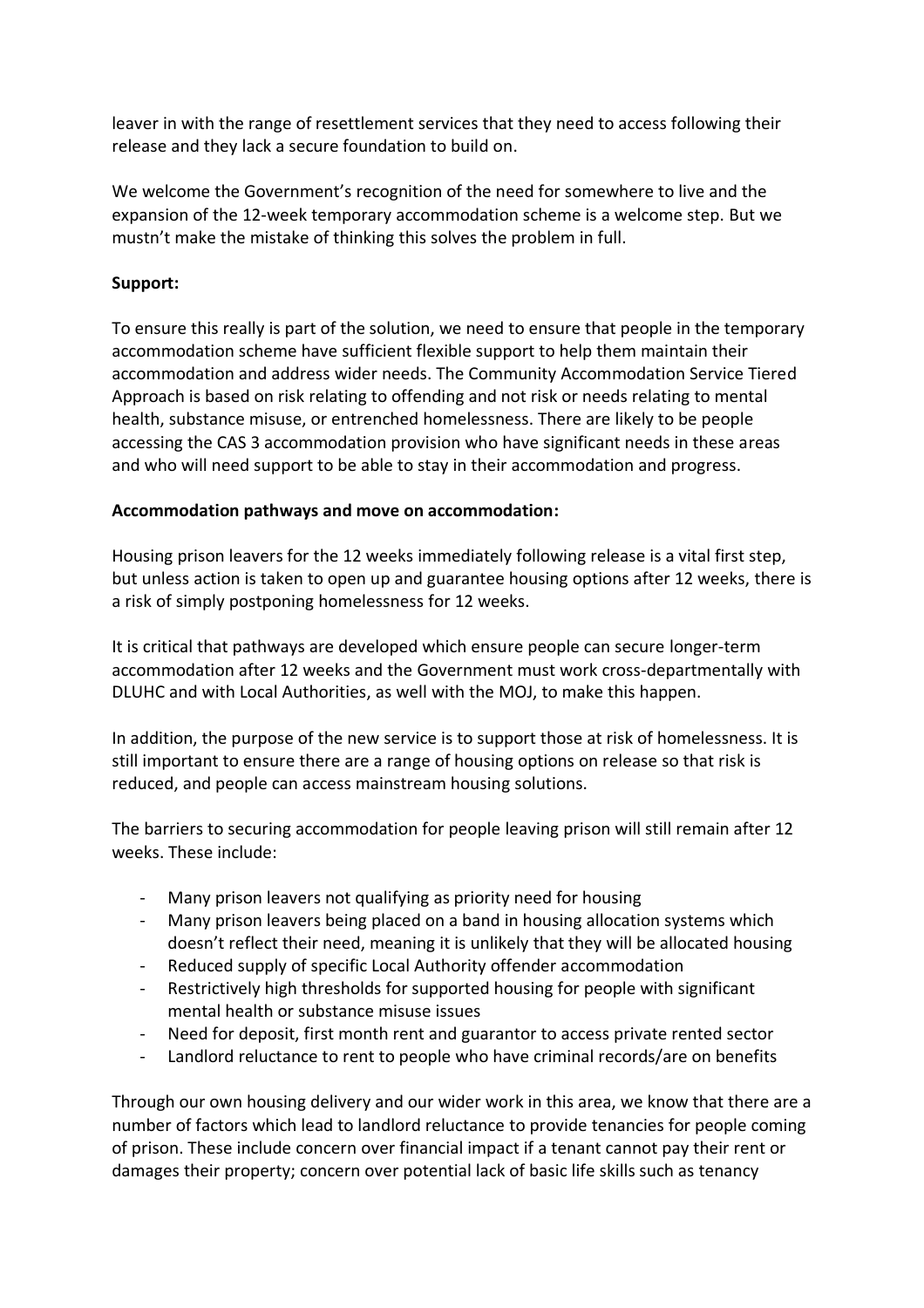leaver in with the range of resettlement services that they need to access following their release and they lack a secure foundation to build on.

We welcome the Government's recognition of the need for somewhere to live and the expansion of the 12-week temporary accommodation scheme is a welcome step. But we mustn't make the mistake of thinking this solves the problem in full.

**Support:**

To ensure this really is part of the solution, we need to ensure that people in the temporary accommodation scheme have sufficient flexible support to help them maintain their accommodation and address wider needs. The Community Accommodation Service Tiered Approach is based on risk relating to offending and not risk or needs relating to mental health, substance misuse, or entrenched homelessness. There are likely to be people accessing the CAS 3 accommodation provision who have significant needs in these areas and who will need support to be able to stay in their accommodation and progress.

**Accommodation pathways and move on accommodation:**

Housing prison leavers for the 12 weeks immediately following release is a vital first step, but unless action is taken to open up and guarantee housing options after 12 weeks, there is a risk of simply postponing homelessness for 12 weeks.

It is critical that pathways are developed which ensure people can secure longer-term accommodation after 12 weeks and the Government must work cross-departmentally with DLUHC and with Local Authorities, as well with the MOJ, to make this happen.

In addition, the purpose of the new service is to support those at risk of homelessness. It is still important to ensure there are a range of housing options on release so that risk is reduced, and people can access mainstream housing solutions.

The barriers to securing accommodation for people leaving prison will still remain after 12 weeks. These include:

- Many prison leavers not qualifying as priority need for housing
- Many prison leavers being placed on a band in housing allocation systems which doesn't reflect their need, meaning it is unlikely that they will be allocated housing
- Reduced supply of specific Local Authority offender accommodation
- Restrictively high thresholds for supported housing for people with significant mental health or substance misuse issues
- Need for deposit, first month rent and guarantor to access private rented sector
- Landlord reluctance to rent to people who have criminal records/are on benefits

Through our own housing delivery and our wider work in this area, we know that there are a number of factors which lead to landlord reluctance to provide tenancies for people coming of prison. These include concern over financial impact if a tenant cannot pay their rent or damages their property; concern over potential lack of basic life skills such as tenancy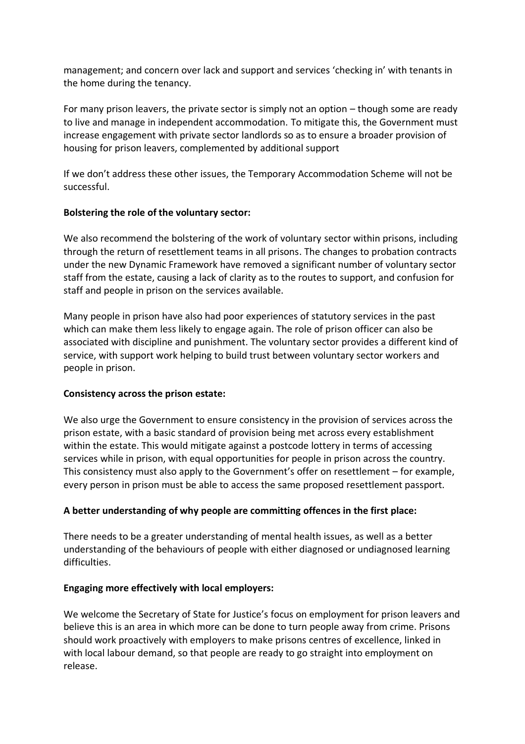management; and concern over lack and support and services 'checking in' with tenants in the home during the tenancy.

For many prison leavers, the private sector is simply not an option – though some are ready to live and manage in independent accommodation. To mitigate this, the Government must increase engagement with private sector landlords so as to ensure a broader provision of housing for prison leavers, complemented by additional support

If we don't address these other issues, the Temporary Accommodation Scheme will not be successful.

**Bolstering the role of the voluntary sector:**

We also recommend the bolstering of the work of voluntary sector within prisons, including through the return of resettlement teams in all prisons. The changes to probation contracts under the new Dynamic Framework have removed a significant number of voluntary sector staff from the estate, causing a lack of clarity as to the routes to support, and confusion for staff and people in prison on the services available.

Many people in prison have also had poor experiences of statutory services in the past which can make them less likely to engage again. The role of prison officer can also be associated with discipline and punishment. The voluntary sector provides a different kind of service, with support work helping to build trust between voluntary sector workers and people in prison.

**Consistency across the prison estate:**

We also urge the Government to ensure consistency in the provision of services across the prison estate, with a basic standard of provision being met across every establishment within the estate. This would mitigate against a postcode lottery in terms of accessing services while in prison, with equal opportunities for people in prison across the country. This consistency must also apply to the Government's offer on resettlement – for example, every person in prison must be able to access the same proposed resettlement passport.

**A better understanding of why people are committing offences in the first place:**

There needs to be a greater understanding of mental health issues, as well as a better understanding of the behaviours of people with either diagnosed or undiagnosed learning difficulties.

**Engaging more effectively with local employers:**

We welcome the Secretary of State for Justice's focus on employment for prison leavers and believe this is an area in which more can be done to turn people away from crime. Prisons should work proactively with employers to make prisons centres of excellence, linked in with local labour demand, so that people are ready to go straight into employment on release.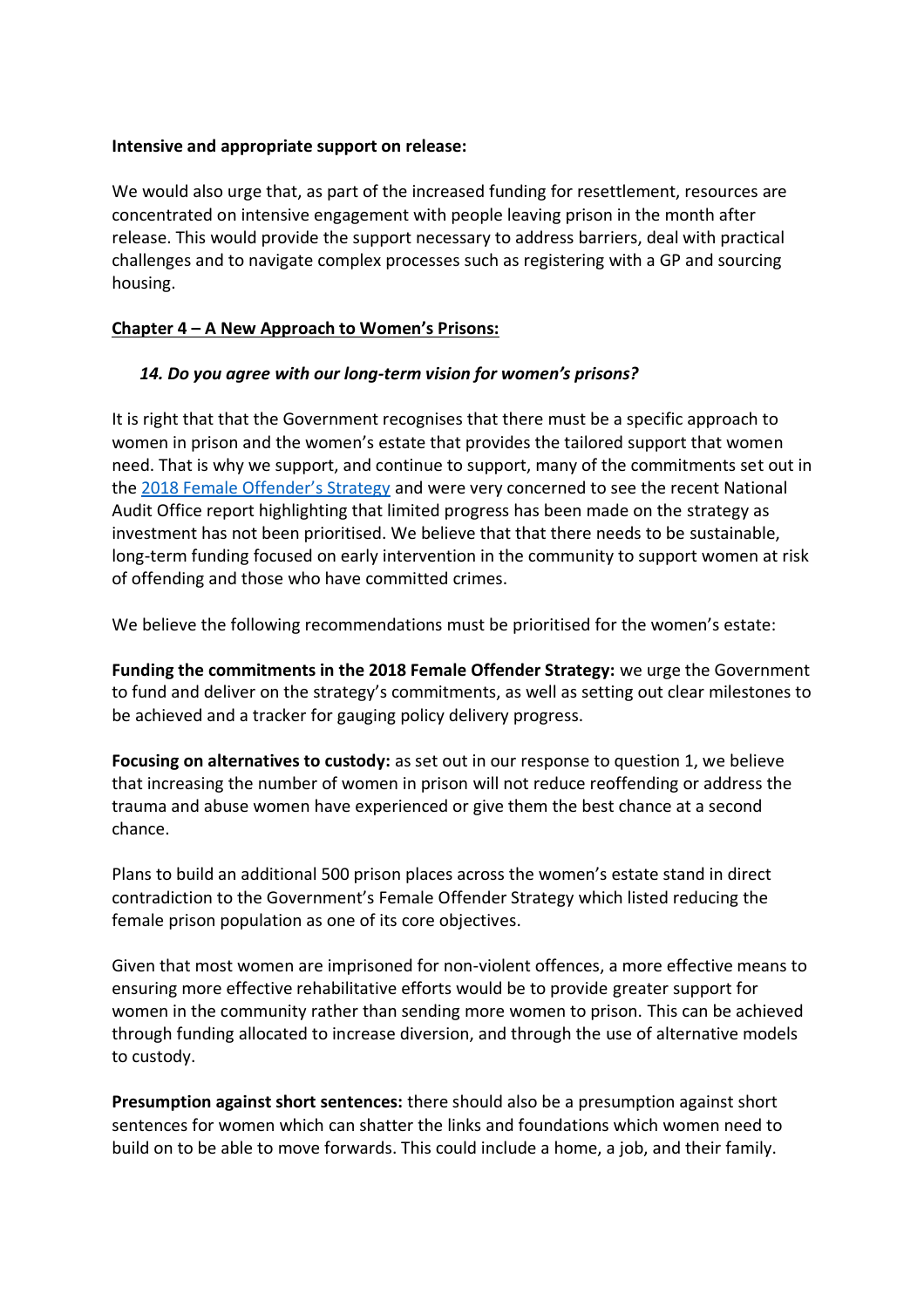**Intensive and appropriate support on release:**

We would also urge that, as part of the increased funding for resettlement, resources are concentrated on intensive engagement with people leaving prison in the month after release. This would provide the support necessary to address barriers, deal with practical challenges and to navigate complex processes such as registering with a GP and sourcing housing.

**Chapter 4 – A New Approach to Women's Prisons:**

***14. Do you agree with our long-term vision for women's prisons?***

It is right that that the Government recognises that there must be a specific approach to women in prison and the women's estate that provides the tailored support that women need. That is why we support, and continue to support, many of the commitments set out in the [2018 Female Offender's Strategy] and were very concerned to see the recent National Audit Office report highlighting that limited progress has been made on the strategy as investment has not been prioritised. We believe that that there needs to be sustainable, long-term funding focused on early intervention in the community to support women at risk of offending and those who have committed crimes.

We believe the following recommendations must be prioritised for the women's estate:

**Funding the commitments in the 2018 Female Offender Strategy:** we urge the Government to fund and deliver on the strategy's commitments, as well as setting out clear milestones to be achieved and a tracker for gauging policy delivery progress.

**Focusing on alternatives to custody:** as set out in our response to question 1, we believe that increasing the number of women in prison will not reduce reoffending or address the trauma and abuse women have experienced or give them the best chance at a second chance.

Plans to build an additional 500 prison places across the women's estate stand in direct contradiction to the Government's Female Offender Strategy which listed reducing the female prison population as one of its core objectives.

Given that most women are imprisoned for non-violent offences, a more effective means to ensuring more effective rehabilitative efforts would be to provide greater support for women in the community rather than sending more women to prison. This can be achieved through funding allocated to increase diversion, and through the use of alternative models to custody.

**Presumption against short sentences:** there should also be a presumption against short sentences for women which can shatter the links and foundations which women need to build on to be able to move forwards. This could include a home, a job, and their family.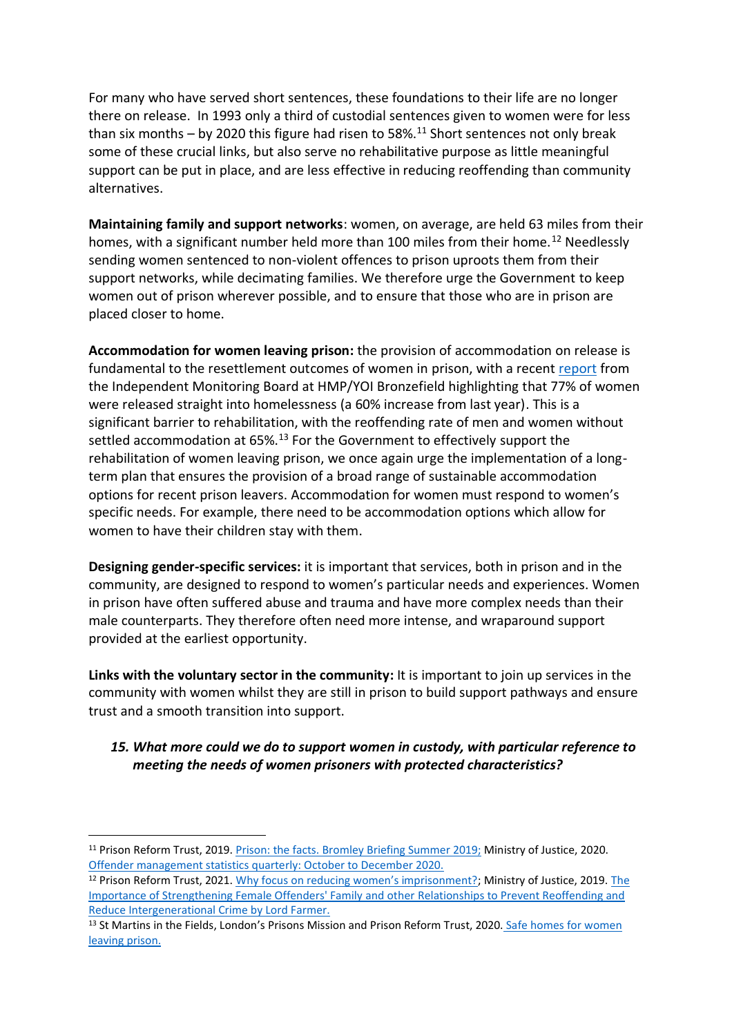For many who have served short sentences, these foundations to their life are no longer there on release. In 1993 only a third of custodial sentences given to women were for less than six months – by 2020 this figure had risen to 58%.[11] Short sentences not only break some of these crucial links, but also serve no rehabilitative purpose as little meaningful support can be put in place, and are less effective in reducing reoffending than community alternatives.

**Maintaining family and support networks**: women, on average, are held 63 miles from their homes, with a significant number held more than 100 miles from their home.[12] Needlessly sending women sentenced to non-violent offences to prison uproots them from their support networks, while decimating families. We therefore urge the Government to keep women out of prison wherever possible, and to ensure that those who are in prison are placed closer to home.

**Accommodation for women leaving prison:** the provision of accommodation on release is fundamental to the resettlement outcomes of women in prison, with a recent report from the Independent Monitoring Board at HMP/YOI Bronzefield highlighting that 77% of women were released straight into homelessness (a 60% increase from last year). This is a significant barrier to rehabilitation, with the reoffending rate of men and women without settled accommodation at 65%.[13] For the Government to effectively support the rehabilitation of women leaving prison, we once again urge the implementation of a long-term plan that ensures the provision of a broad range of sustainable accommodation options for recent prison leavers. Accommodation for women must respond to women's specific needs. For example, there need to be accommodation options which allow for women to have their children stay with them.

**Designing gender-specific services:** it is important that services, both in prison and in the community, are designed to respond to women's particular needs and experiences. Women in prison have often suffered abuse and trauma and have more complex needs than their male counterparts. They therefore often need more intense, and wraparound support provided at the earliest opportunity.

**Links with the voluntary sector in the community:** It is important to join up services in the community with women whilst they are still in prison to build support pathways and ensure trust and a smooth transition into support.

15. ***What more could we do to support women in custody, with particular reference to meeting the needs of women prisoners with protected characteristics?***

---

[11] Prison Reform Trust, 2019. Prison: the facts. Bromley Briefing Summer 2019; Ministry of Justice, 2020. Offender management statistics quarterly: October to December 2020.

[12] Prison Reform Trust, 2021. Why focus on reducing women's imprisonment?; Ministry of Justice, 2019. The Importance of Strengthening Female Offenders' Family and other Relationships to Prevent Reoffending and Reduce Intergenerational Crime by Lord Farmer.

[13] St Martins in the Fields, London's Prisons Mission and Prison Reform Trust, 2020. Safe homes for women leaving prison.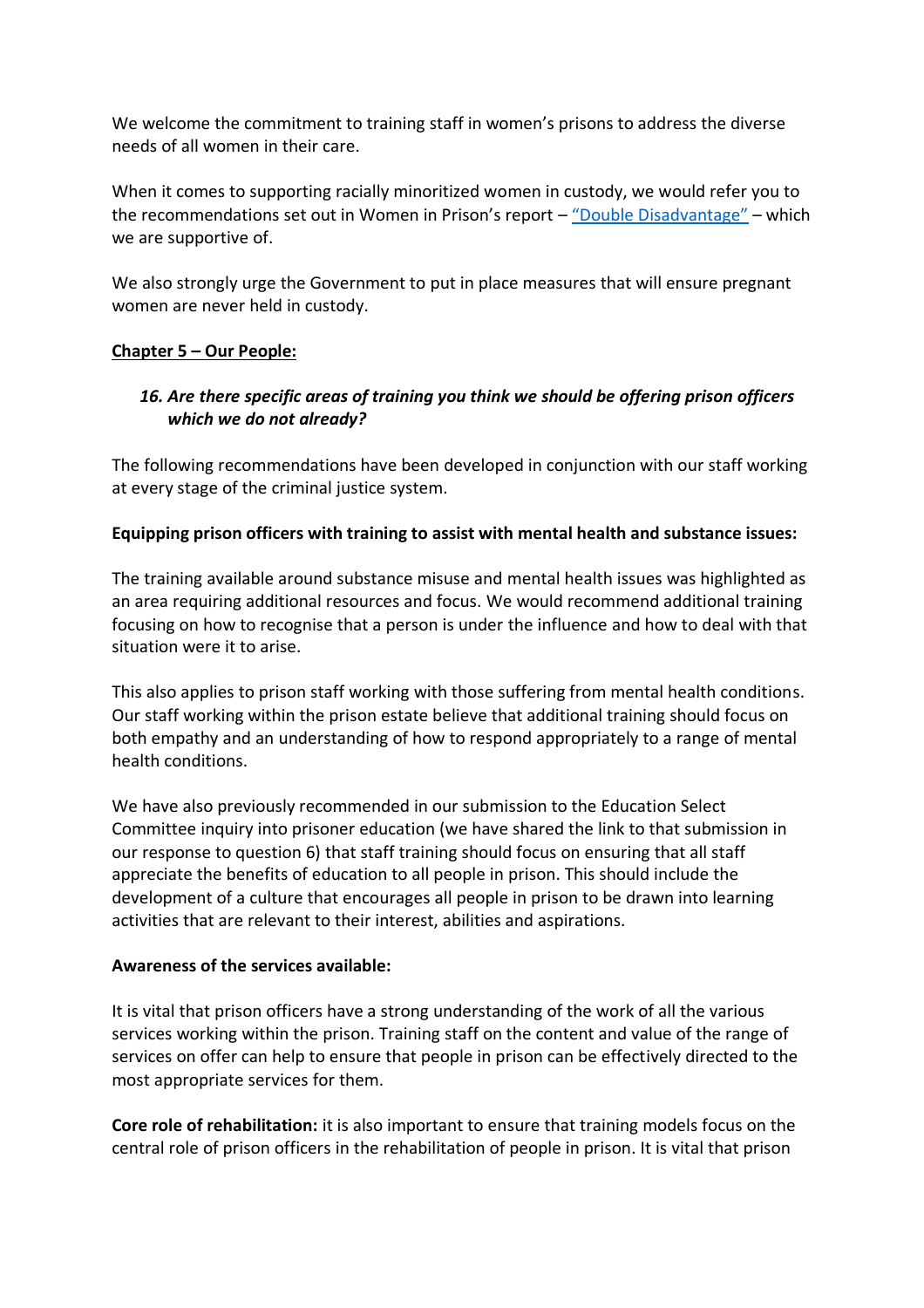We welcome the commitment to training staff in women's prisons to address the diverse needs of all women in their care.

When it comes to supporting racially minoritized women in custody, we would refer you to the recommendations set out in Women in Prison's report – "Double Disadvantage" – which we are supportive of.

We also strongly urge the Government to put in place measures that will ensure pregnant women are never held in custody.

**Chapter 5 – Our People:**

> ***16. Are there specific areas of training you think we should be offering prison officers which we do not already?***

The following recommendations have been developed in conjunction with our staff working at every stage of the criminal justice system.

**Equipping prison officers with training to assist with mental health and substance issues:**

The training available around substance misuse and mental health issues was highlighted as an area requiring additional resources and focus. We would recommend additional training focusing on how to recognise that a person is under the influence and how to deal with that situation were it to arise.

This also applies to prison staff working with those suffering from mental health conditions. Our staff working within the prison estate believe that additional training should focus on both empathy and an understanding of how to respond appropriately to a range of mental health conditions.

We have also previously recommended in our submission to the Education Select Committee inquiry into prisoner education (we have shared the link to that submission in our response to question 6) that staff training should focus on ensuring that all staff appreciate the benefits of education to all people in prison. This should include the development of a culture that encourages all people in prison to be drawn into learning activities that are relevant to their interest, abilities and aspirations.

**Awareness of the services available:**

It is vital that prison officers have a strong understanding of the work of all the various services working within the prison. Training staff on the content and value of the range of services on offer can help to ensure that people in prison can be effectively directed to the most appropriate services for them.

**Core role of rehabilitation:** it is also important to ensure that training models focus on the central role of prison officers in the rehabilitation of people in prison. It is vital that prison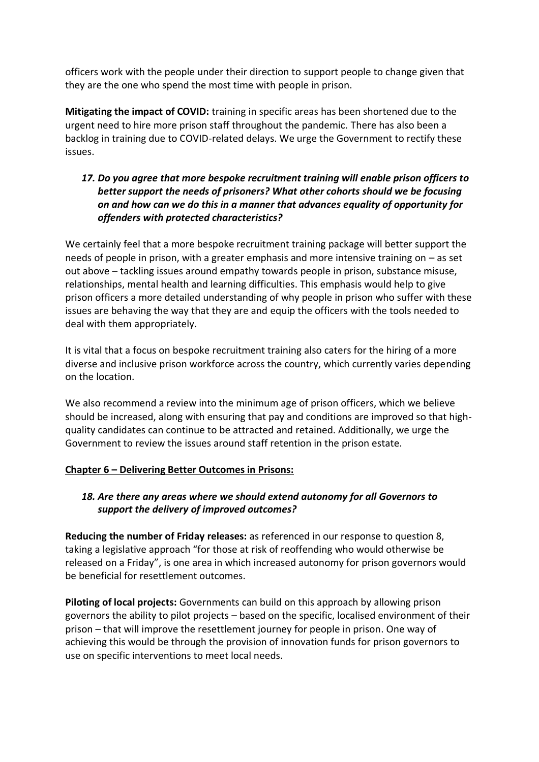officers work with the people under their direction to support people to change given that they are the one who spend the most time with people in prison.

**Mitigating the impact of COVID:** training in specific areas has been shortened due to the urgent need to hire more prison staff throughout the pandemic. There has also been a backlog in training due to COVID-related delays. We urge the Government to rectify these issues.

### *17. Do you agree that more bespoke recruitment training will enable prison officers to better support the needs of prisoners? What other cohorts should we be focusing on and how can we do this in a manner that advances equality of opportunity for offenders with protected characteristics?*

We certainly feel that a more bespoke recruitment training package will better support the needs of people in prison, with a greater emphasis and more intensive training on – as set out above – tackling issues around empathy towards people in prison, substance misuse, relationships, mental health and learning difficulties. This emphasis would help to give prison officers a more detailed understanding of why people in prison who suffer with these issues are behaving the way that they are and equip the officers with the tools needed to deal with them appropriately.

It is vital that a focus on bespoke recruitment training also caters for the hiring of a more diverse and inclusive prison workforce across the country, which currently varies depending on the location.

We also recommend a review into the minimum age of prison officers, which we believe should be increased, along with ensuring that pay and conditions are improved so that high-quality candidates can continue to be attracted and retained. Additionally, we urge the Government to review the issues around staff retention in the prison estate.

## **Chapter 6 – Delivering Better Outcomes in Prisons:**

### *18. Are there any areas where we should extend autonomy for all Governors to support the delivery of improved outcomes?*

**Reducing the number of Friday releases:** as referenced in our response to question 8, taking a legislative approach "for those at risk of reoffending who would otherwise be released on a Friday", is one area in which increased autonomy for prison governors would be beneficial for resettlement outcomes.

**Piloting of local projects:** Governments can build on this approach by allowing prison governors the ability to pilot projects – based on the specific, localised environment of their prison – that will improve the resettlement journey for people in prison. One way of achieving this would be through the provision of innovation funds for prison governors to use on specific interventions to meet local needs.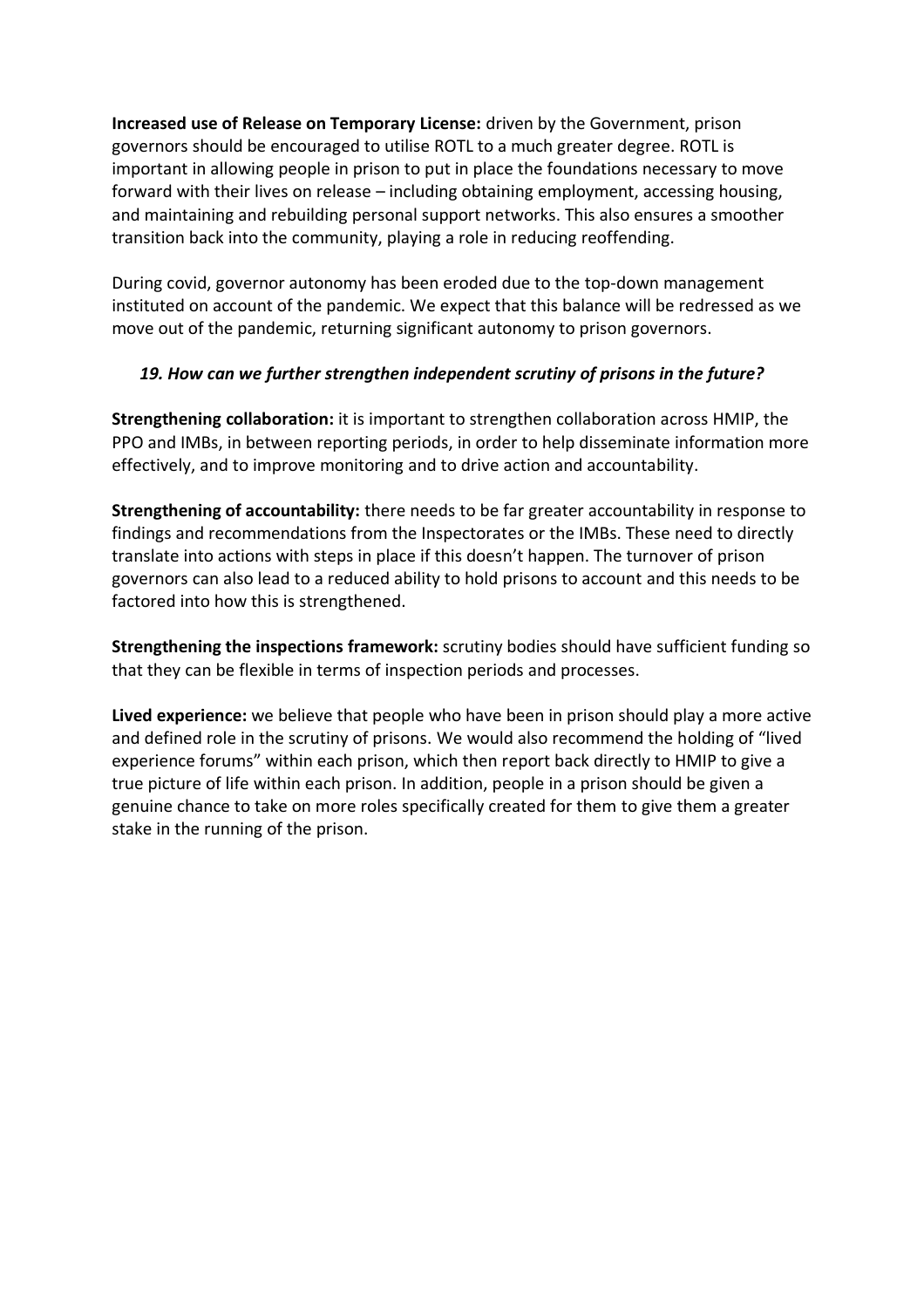**Increased use of Release on Temporary License:** driven by the Government, prison governors should be encouraged to utilise ROTL to a much greater degree. ROTL is important in allowing people in prison to put in place the foundations necessary to move forward with their lives on release – including obtaining employment, accessing housing, and maintaining and rebuilding personal support networks. This also ensures a smoother transition back into the community, playing a role in reducing reoffending.

During covid, governor autonomy has been eroded due to the top-down management instituted on account of the pandemic. We expect that this balance will be redressed as we move out of the pandemic, returning significant autonomy to prison governors.

### *19. How can we further strengthen independent scrutiny of prisons in the future?*

**Strengthening collaboration:** it is important to strengthen collaboration across HMIP, the PPO and IMBs, in between reporting periods, in order to help disseminate information more effectively, and to improve monitoring and to drive action and accountability.

**Strengthening of accountability:** there needs to be far greater accountability in response to findings and recommendations from the Inspectorates or the IMBs. These need to directly translate into actions with steps in place if this doesn't happen. The turnover of prison governors can also lead to a reduced ability to hold prisons to account and this needs to be factored into how this is strengthened.

**Strengthening the inspections framework:** scrutiny bodies should have sufficient funding so that they can be flexible in terms of inspection periods and processes.

**Lived experience:** we believe that people who have been in prison should play a more active and defined role in the scrutiny of prisons. We would also recommend the holding of "lived experience forums" within each prison, which then report back directly to HMIP to give a true picture of life within each prison. In addition, people in a prison should be given a genuine chance to take on more roles specifically created for them to give them a greater stake in the running of the prison.